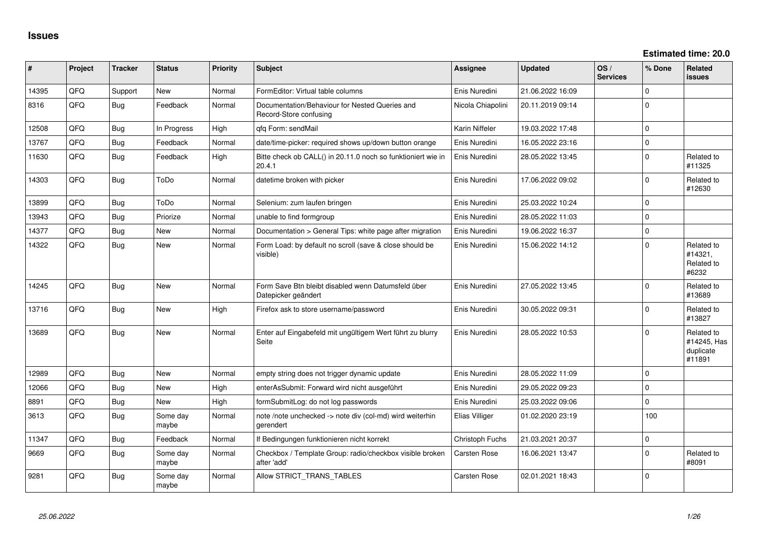# Issues

**Estimated time: 20.0**

| # | Project | Tracker | Status | Priority | Subject | Assignee | Updated | OS / Services | % Done | Related issues |
|---|---|---|---|---|---|---|---|---|---|---|
| 14395 | QFQ | Support | New | Normal | FormEditor: Virtual table columns | Enis Nuredini | 21.06.2022 16:09 | | 0 | |
| 8316 | QFQ | Bug | Feedback | Normal | Documentation/Behaviour for Nested Queries and Record-Store confusing | Nicola Chiapolini | 20.11.2019 09:14 | | 0 | |
| 12508 | QFQ | Bug | In Progress | High | qfq Form: sendMail | Karin Niffeler | 19.03.2022 17:48 | | 0 | |
| 13767 | QFQ | Bug | Feedback | Normal | date/time-picker: required shows up/down button orange | Enis Nuredini | 16.05.2022 23:16 | | 0 | |
| 11630 | QFQ | Bug | Feedback | High | Bitte check ob CALL() in 20.11.0 noch so funktioniert wie in 20.4.1 | Enis Nuredini | 28.05.2022 13:45 | | 0 | Related to #11325 |
| 14303 | QFQ | Bug | ToDo | Normal | datetime broken with picker | Enis Nuredini | 17.06.2022 09:02 | | 0 | Related to #12630 |
| 13899 | QFQ | Bug | ToDo | Normal | Selenium: zum laufen bringen | Enis Nuredini | 25.03.2022 10:24 | | 0 | |
| 13943 | QFQ | Bug | Priorize | Normal | unable to find formgroup | Enis Nuredini | 28.05.2022 11:03 | | 0 | |
| 14377 | QFQ | Bug | New | Normal | Documentation > General Tips: white page after migration | Enis Nuredini | 19.06.2022 16:37 | | 0 | |
| 14322 | QFQ | Bug | New | Normal | Form Load: by default no scroll (save & close should be visible) | Enis Nuredini | 15.06.2022 14:12 | | 0 | Related to #14321, Related to #6232 |
| 14245 | QFQ | Bug | New | Normal | Form Save Btn bleibt disabled wenn Datumsfeld über Datepicker geändert | Enis Nuredini | 27.05.2022 13:45 | | 0 | Related to #13689 |
| 13716 | QFQ | Bug | New | High | Firefox ask to store username/password | Enis Nuredini | 30.05.2022 09:31 | | 0 | Related to #13827 |
| 13689 | QFQ | Bug | New | Normal | Enter auf Eingabefeld mit ungültigem Wert führt zu blurry Seite | Enis Nuredini | 28.05.2022 10:53 | | 0 | Related to #14245, Has duplicate #11891 |
| 12989 | QFQ | Bug | New | Normal | empty string does not trigger dynamic update | Enis Nuredini | 28.05.2022 11:09 | | 0 | |
| 12066 | QFQ | Bug | New | High | enterAsSubmit: Forward wird nicht ausgeführt | Enis Nuredini | 29.05.2022 09:23 | | 0 | |
| 8891 | QFQ | Bug | New | High | formSubmitLog: do not log passwords | Enis Nuredini | 25.03.2022 09:06 | | 0 | |
| 3613 | QFQ | Bug | Some day maybe | Normal | note /note unchecked -> note div (col-md) wird weiterhin gerendert | Elias Villiger | 01.02.2020 23:19 | | 100 | |
| 11347 | QFQ | Bug | Feedback | Normal | If Bedingungen funktionieren nicht korrekt | Christoph Fuchs | 21.03.2021 20:37 | | 0 | |
| 9669 | QFQ | Bug | Some day maybe | Normal | Checkbox / Template Group: radio/checkbox visible broken after 'add' | Carsten Rose | 16.06.2021 13:47 | | 0 | Related to #8091 |
| 9281 | QFQ | Bug | Some day maybe | Normal | Allow STRICT_TRANS_TABLES | Carsten Rose | 02.01.2021 18:43 | | 0 | |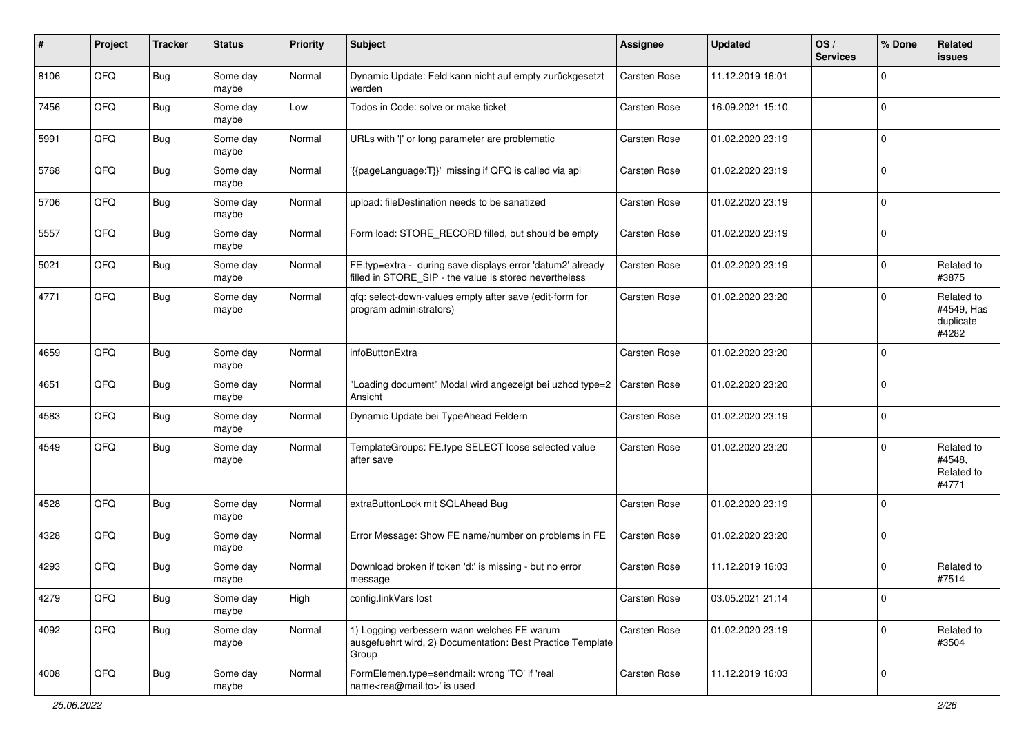| # | Project | Tracker | Status | Priority | Subject | Assignee | Updated | OS / Services | % Done | Related issues |
|---|---|---|---|---|---|---|---|---|---|---|
| 8106 | QFQ | Bug | Some day maybe | Normal | Dynamic Update: Feld kann nicht auf empty zurückgesetzt werden | Carsten Rose | 11.12.2019 16:01 | | 0 | |
| 7456 | QFQ | Bug | Some day maybe | Low | Todos in Code: solve or make ticket | Carsten Rose | 16.09.2021 15:10 | | 0 | |
| 5991 | QFQ | Bug | Some day maybe | Normal | URLs with '|' or long parameter are problematic | Carsten Rose | 01.02.2020 23:19 | | 0 | |
| 5768 | QFQ | Bug | Some day maybe | Normal | '{{pageLanguage:T}}' missing if QFQ is called via api | Carsten Rose | 01.02.2020 23:19 | | 0 | |
| 5706 | QFQ | Bug | Some day maybe | Normal | upload: fileDestination needs to be sanatized | Carsten Rose | 01.02.2020 23:19 | | 0 | |
| 5557 | QFQ | Bug | Some day maybe | Normal | Form load: STORE_RECORD filled, but should be empty | Carsten Rose | 01.02.2020 23:19 | | 0 | |
| 5021 | QFQ | Bug | Some day maybe | Normal | FE.typ=extra - during save displays error 'datum2' already filled in STORE_SIP - the value is stored nevertheless | Carsten Rose | 01.02.2020 23:19 | | 0 | Related to #3875 |
| 4771 | QFQ | Bug | Some day maybe | Normal | qfq: select-down-values empty after save (edit-form for program administrators) | Carsten Rose | 01.02.2020 23:20 | | 0 | Related to #4549, Has duplicate #4282 |
| 4659 | QFQ | Bug | Some day maybe | Normal | infoButtonExtra | Carsten Rose | 01.02.2020 23:20 | | 0 | |
| 4651 | QFQ | Bug | Some day maybe | Normal | "Loading document" Modal wird angezeigt bei uzhcd type=2 Ansicht | Carsten Rose | 01.02.2020 23:20 | | 0 | |
| 4583 | QFQ | Bug | Some day maybe | Normal | Dynamic Update bei TypeAhead Feldern | Carsten Rose | 01.02.2020 23:19 | | 0 | |
| 4549 | QFQ | Bug | Some day maybe | Normal | TemplateGroups: FE.type SELECT loose selected value after save | Carsten Rose | 01.02.2020 23:20 | | 0 | Related to #4548, Related to #4771 |
| 4528 | QFQ | Bug | Some day maybe | Normal | extraButtonLock mit SQLAhead Bug | Carsten Rose | 01.02.2020 23:19 | | 0 | |
| 4328 | QFQ | Bug | Some day maybe | Normal | Error Message: Show FE name/number on problems in FE | Carsten Rose | 01.02.2020 23:20 | | 0 | |
| 4293 | QFQ | Bug | Some day maybe | Normal | Download broken if token 'd:' is missing - but no error message | Carsten Rose | 11.12.2019 16:03 | | 0 | Related to #7514 |
| 4279 | QFQ | Bug | Some day maybe | High | config.linkVars lost | Carsten Rose | 03.05.2021 21:14 | | 0 | |
| 4092 | QFQ | Bug | Some day maybe | Normal | 1) Logging verbessern wann welches FE warum ausgefuehrt wird, 2) Documentation: Best Practice Template Group | Carsten Rose | 01.02.2020 23:19 | | 0 | Related to #3504 |
| 4008 | QFQ | Bug | Some day maybe | Normal | FormElemen.type=sendmail: wrong 'TO' if 'real name<rea@mail.to>' is used | Carsten Rose | 11.12.2019 16:03 | | 0 | |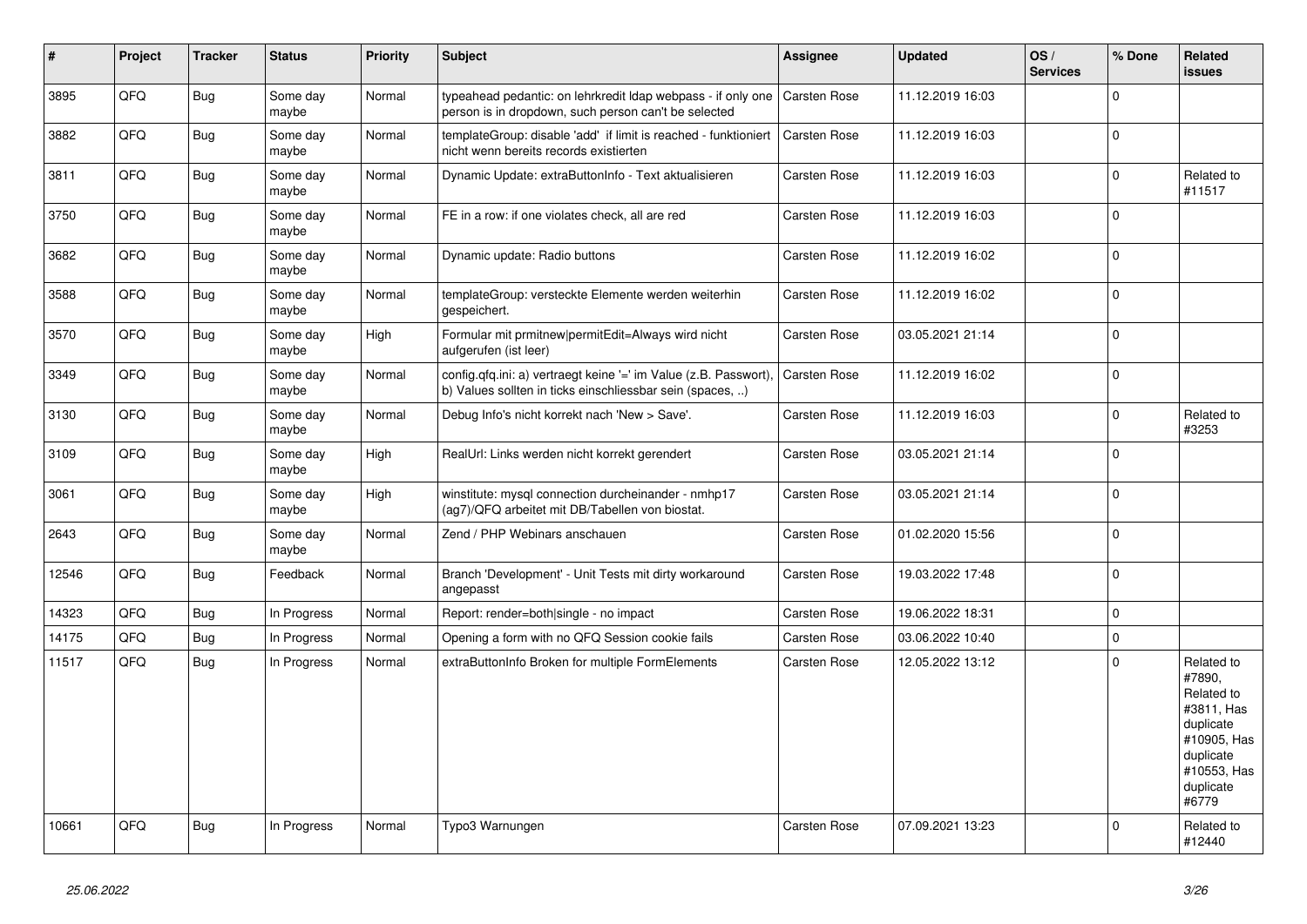| # | Project | Tracker | Status | Priority | Subject | Assignee | Updated | OS / Services | % Done | Related issues |
|---|---|---|---|---|---|---|---|---|---|---|
| 3895 | QFQ | Bug | Some day maybe | Normal | typeahead pedantic: on lehrkredit ldap webpass - if only one person is in dropdown, such person can't be selected | Carsten Rose | 11.12.2019 16:03 | | 0 | |
| 3882 | QFQ | Bug | Some day maybe | Normal | templateGroup: disable 'add' if limit is reached - funktioniert nicht wenn bereits records existierten | Carsten Rose | 11.12.2019 16:03 | | 0 | |
| 3811 | QFQ | Bug | Some day maybe | Normal | Dynamic Update: extraButtonInfo - Text aktualisieren | Carsten Rose | 11.12.2019 16:03 | | 0 | Related to #11517 |
| 3750 | QFQ | Bug | Some day maybe | Normal | FE in a row: if one violates check, all are red | Carsten Rose | 11.12.2019 16:03 | | 0 | |
| 3682 | QFQ | Bug | Some day maybe | Normal | Dynamic update: Radio buttons | Carsten Rose | 11.12.2019 16:02 | | 0 | |
| 3588 | QFQ | Bug | Some day maybe | Normal | templateGroup: versteckte Elemente werden weiterhin gespeichert. | Carsten Rose | 11.12.2019 16:02 | | 0 | |
| 3570 | QFQ | Bug | Some day maybe | High | Formular mit prmitnew\|permitEdit=Always wird nicht aufgerufen (ist leer) | Carsten Rose | 03.05.2021 21:14 | | 0 | |
| 3349 | QFQ | Bug | Some day maybe | Normal | config.qfq.ini: a) vertraegt keine '=' im Value (z.B. Passwort), b) Values sollten in ticks einschliessbar sein (spaces, ..) | Carsten Rose | 11.12.2019 16:02 | | 0 | |
| 3130 | QFQ | Bug | Some day maybe | Normal | Debug Info's nicht korrekt nach 'New > Save'. | Carsten Rose | 11.12.2019 16:03 | | 0 | Related to #3253 |
| 3109 | QFQ | Bug | Some day maybe | High | RealUrl: Links werden nicht korrekt gerendert | Carsten Rose | 03.05.2021 21:14 | | 0 | |
| 3061 | QFQ | Bug | Some day maybe | High | winstitute: mysql connection durcheinander - nmhp17 (ag7)/QFQ arbeitet mit DB/Tabellen von biostat. | Carsten Rose | 03.05.2021 21:14 | | 0 | |
| 2643 | QFQ | Bug | Some day maybe | Normal | Zend / PHP Webinars anschauen | Carsten Rose | 01.02.2020 15:56 | | 0 | |
| 12546 | QFQ | Bug | Feedback | Normal | Branch 'Development' - Unit Tests mit dirty workaround angepasst | Carsten Rose | 19.03.2022 17:48 | | 0 | |
| 14323 | QFQ | Bug | In Progress | Normal | Report: render=both\|single - no impact | Carsten Rose | 19.06.2022 18:31 | | 0 | |
| 14175 | QFQ | Bug | In Progress | Normal | Opening a form with no QFQ Session cookie fails | Carsten Rose | 03.06.2022 10:40 | | 0 | |
| 11517 | QFQ | Bug | In Progress | Normal | extraButtonInfo Broken for multiple FormElements | Carsten Rose | 12.05.2022 13:12 | | 0 | Related to #7890, Related to #3811, Has duplicate #10905, Has duplicate #10553, Has duplicate #6779 |
| 10661 | QFQ | Bug | In Progress | Normal | Typo3 Warnungen | Carsten Rose | 07.09.2021 13:23 | | 0 | Related to #12440 |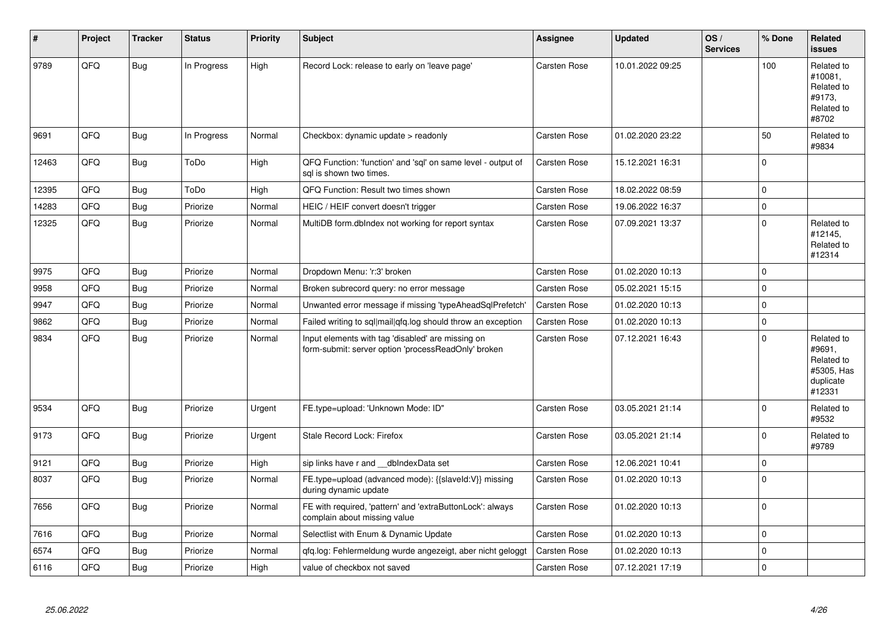| # | Project | Tracker | Status | Priority | Subject | Assignee | Updated | OS / Services | % Done | Related issues |
|---|---|---|---|---|---|---|---|---|---|---|
| 9789 | QFQ | Bug | In Progress | High | Record Lock: release to early on 'leave page' | Carsten Rose | 10.01.2022 09:25 | | 100 | Related to #10081, Related to #9173, Related to #8702 |
| 9691 | QFQ | Bug | In Progress | Normal | Checkbox: dynamic update > readonly | Carsten Rose | 01.02.2020 23:22 | | 50 | Related to #9834 |
| 12463 | QFQ | Bug | ToDo | High | QFQ Function: 'function' and 'sql' on same level - output of sql is shown two times. | Carsten Rose | 15.12.2021 16:31 | | 0 | |
| 12395 | QFQ | Bug | ToDo | High | QFQ Function: Result two times shown | Carsten Rose | 18.02.2022 08:59 | | 0 | |
| 14283 | QFQ | Bug | Priorize | Normal | HEIC / HEIF convert doesn't trigger | Carsten Rose | 19.06.2022 16:37 | | 0 | |
| 12325 | QFQ | Bug | Priorize | Normal | MultiDB form.dbIndex not working for report syntax | Carsten Rose | 07.09.2021 13:37 | | 0 | Related to #12145, Related to #12314 |
| 9975 | QFQ | Bug | Priorize | Normal | Dropdown Menu: 'r:3' broken | Carsten Rose | 01.02.2020 10:13 | | 0 | |
| 9958 | QFQ | Bug | Priorize | Normal | Broken subrecord query: no error message | Carsten Rose | 05.02.2021 15:15 | | 0 | |
| 9947 | QFQ | Bug | Priorize | Normal | Unwanted error message if missing 'typeAheadSqlPrefetch' | Carsten Rose | 01.02.2020 10:13 | | 0 | |
| 9862 | QFQ | Bug | Priorize | Normal | Failed writing to sql\|mail\|qfq.log should throw an exception | Carsten Rose | 01.02.2020 10:13 | | 0 | |
| 9834 | QFQ | Bug | Priorize | Normal | Input elements with tag 'disabled' are missing on form-submit: server option 'processReadOnly' broken | Carsten Rose | 07.12.2021 16:43 | | 0 | Related to #9691, Related to #5305, Has duplicate #12331 |
| 9534 | QFQ | Bug | Priorize | Urgent | FE.type=upload: 'Unknown Mode: ID" | Carsten Rose | 03.05.2021 21:14 | | 0 | Related to #9532 |
| 9173 | QFQ | Bug | Priorize | Urgent | Stale Record Lock: Firefox | Carsten Rose | 03.05.2021 21:14 | | 0 | Related to #9789 |
| 9121 | QFQ | Bug | Priorize | High | sip links have r and __dbIndexData set | Carsten Rose | 12.06.2021 10:41 | | 0 | |
| 8037 | QFQ | Bug | Priorize | Normal | FE.type=upload (advanced mode): {{slaveId:V}} missing during dynamic update | Carsten Rose | 01.02.2020 10:13 | | 0 | |
| 7656 | QFQ | Bug | Priorize | Normal | FE with required, 'pattern' and 'extraButtonLock': always complain about missing value | Carsten Rose | 01.02.2020 10:13 | | 0 | |
| 7616 | QFQ | Bug | Priorize | Normal | Selectlist with Enum & Dynamic Update | Carsten Rose | 01.02.2020 10:13 | | 0 | |
| 6574 | QFQ | Bug | Priorize | Normal | qfq.log: Fehlermeldung wurde angezeigt, aber nicht geloggt | Carsten Rose | 01.02.2020 10:13 | | 0 | |
| 6116 | QFQ | Bug | Priorize | High | value of checkbox not saved | Carsten Rose | 07.12.2021 17:19 | | 0 | |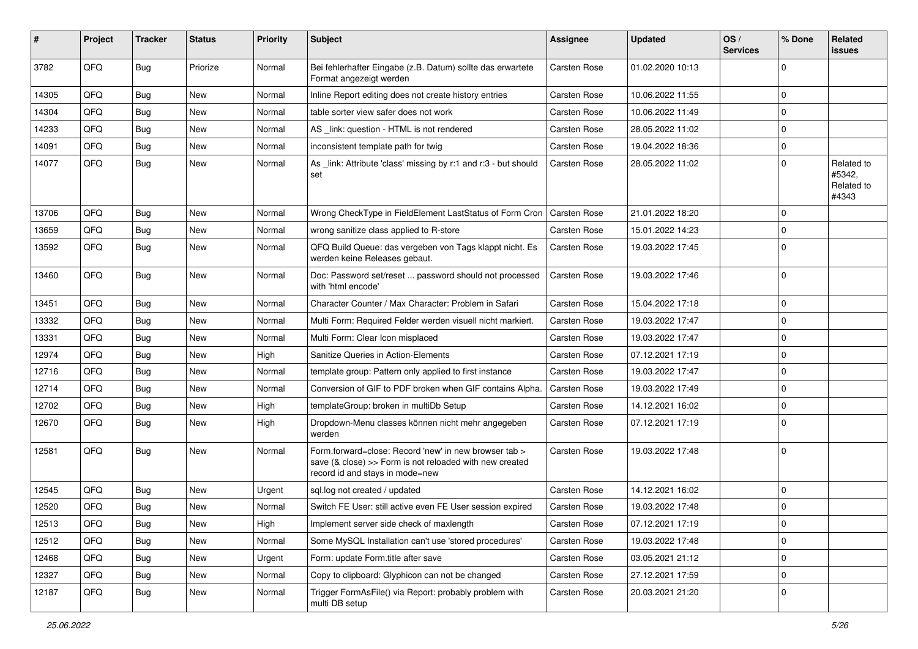| # | Project | Tracker | Status | Priority | Subject | Assignee | Updated | OS / Services | % Done | Related issues |
|---|---|---|---|---|---|---|---|---|---|---|
| 3782 | QFQ | Bug | Priorize | Normal | Bei fehlerhafter Eingabe (z.B. Datum) sollte das erwartete Format angezeigt werden | Carsten Rose | 01.02.2020 10:13 | | 0 | |
| 14305 | QFQ | Bug | New | Normal | Inline Report editing does not create history entries | Carsten Rose | 10.06.2022 11:55 | | 0 | |
| 14304 | QFQ | Bug | New | Normal | table sorter view safer does not work | Carsten Rose | 10.06.2022 11:49 | | 0 | |
| 14233 | QFQ | Bug | New | Normal | AS _link: question - HTML is not rendered | Carsten Rose | 28.05.2022 11:02 | | 0 | |
| 14091 | QFQ | Bug | New | Normal | inconsistent template path for twig | Carsten Rose | 19.04.2022 18:36 | | 0 | |
| 14077 | QFQ | Bug | New | Normal | As _link: Attribute 'class' missing by r:1 and r:3 - but should set | Carsten Rose | 28.05.2022 11:02 | | 0 | Related to #5342, Related to #4343 |
| 13706 | QFQ | Bug | New | Normal | Wrong CheckType in FieldElement LastStatus of Form Cron | Carsten Rose | 21.01.2022 18:20 | | 0 | |
| 13659 | QFQ | Bug | New | Normal | wrong sanitize class applied to R-store | Carsten Rose | 15.01.2022 14:23 | | 0 | |
| 13592 | QFQ | Bug | New | Normal | QFQ Build Queue: das vergeben von Tags klappt nicht. Es werden keine Releases gebaut. | Carsten Rose | 19.03.2022 17:45 | | 0 | |
| 13460 | QFQ | Bug | New | Normal | Doc: Password set/reset ... password should not processed with 'html encode' | Carsten Rose | 19.03.2022 17:46 | | 0 | |
| 13451 | QFQ | Bug | New | Normal | Character Counter / Max Character: Problem in Safari | Carsten Rose | 15.04.2022 17:18 | | 0 | |
| 13332 | QFQ | Bug | New | Normal | Multi Form: Required Felder werden visuell nicht markiert. | Carsten Rose | 19.03.2022 17:47 | | 0 | |
| 13331 | QFQ | Bug | New | Normal | Multi Form: Clear Icon misplaced | Carsten Rose | 19.03.2022 17:47 | | 0 | |
| 12974 | QFQ | Bug | New | High | Sanitize Queries in Action-Elements | Carsten Rose | 07.12.2021 17:19 | | 0 | |
| 12716 | QFQ | Bug | New | Normal | template group: Pattern only applied to first instance | Carsten Rose | 19.03.2022 17:47 | | 0 | |
| 12714 | QFQ | Bug | New | Normal | Conversion of GIF to PDF broken when GIF contains Alpha. | Carsten Rose | 19.03.2022 17:49 | | 0 | |
| 12702 | QFQ | Bug | New | High | templateGroup: broken in multiDb Setup | Carsten Rose | 14.12.2021 16:02 | | 0 | |
| 12670 | QFQ | Bug | New | High | Dropdown-Menu classes können nicht mehr angegeben werden | Carsten Rose | 07.12.2021 17:19 | | 0 | |
| 12581 | QFQ | Bug | New | Normal | Form.forward=close: Record 'new' in new browser tab > save (& close) >> Form is not reloaded with new created record id and stays in mode=new | Carsten Rose | 19.03.2022 17:48 | | 0 | |
| 12545 | QFQ | Bug | New | Urgent | sql.log not created / updated | Carsten Rose | 14.12.2021 16:02 | | 0 | |
| 12520 | QFQ | Bug | New | Normal | Switch FE User: still active even FE User session expired | Carsten Rose | 19.03.2022 17:48 | | 0 | |
| 12513 | QFQ | Bug | New | High | Implement server side check of maxlength | Carsten Rose | 07.12.2021 17:19 | | 0 | |
| 12512 | QFQ | Bug | New | Normal | Some MySQL Installation can't use 'stored procedures' | Carsten Rose | 19.03.2022 17:48 | | 0 | |
| 12468 | QFQ | Bug | New | Urgent | Form: update Form.title after save | Carsten Rose | 03.05.2021 21:12 | | 0 | |
| 12327 | QFQ | Bug | New | Normal | Copy to clipboard: Glyphicon can not be changed | Carsten Rose | 27.12.2021 17:59 | | 0 | |
| 12187 | QFQ | Bug | New | Normal | Trigger FormAsFile() via Report: probably problem with multi DB setup | Carsten Rose | 20.03.2021 21:20 | | 0 | |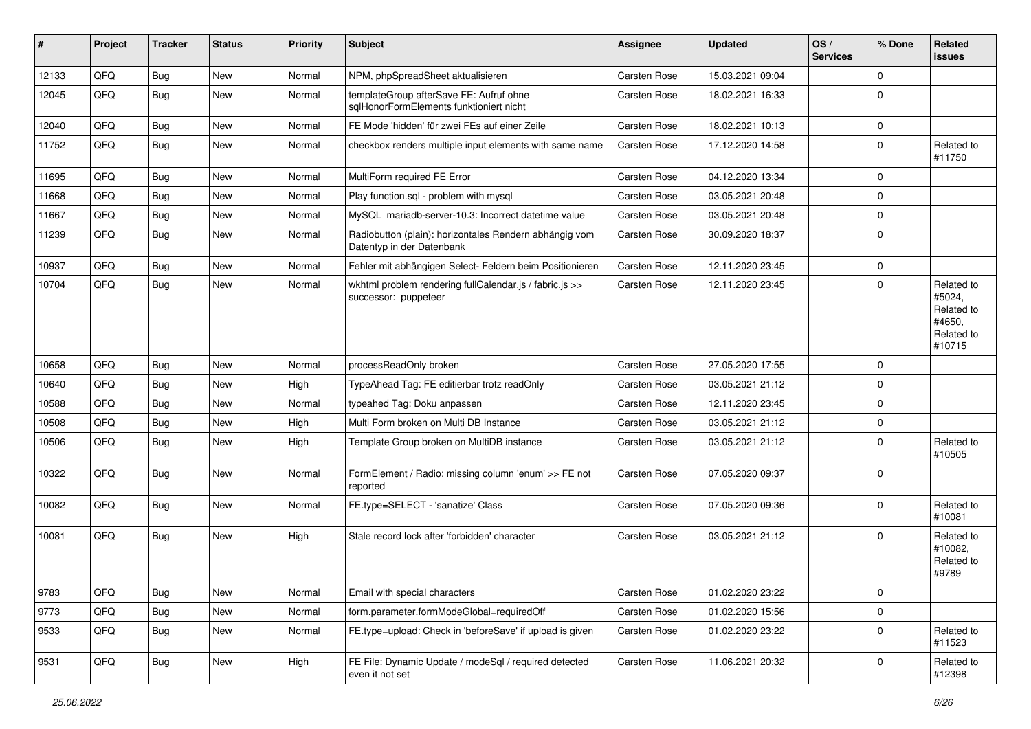| # | Project | Tracker | Status | Priority | Subject | Assignee | Updated | OS / Services | % Done | Related issues |
|---|---|---|---|---|---|---|---|---|---|---|
| 12133 | QFQ | Bug | New | Normal | NPM, phpSpreadSheet aktualisieren | Carsten Rose | 15.03.2021 09:04 | | 0 | |
| 12045 | QFQ | Bug | New | Normal | templateGroup afterSave FE: Aufruf ohne sqlHonorFormElements funktioniert nicht | Carsten Rose | 18.02.2021 16:33 | | 0 | |
| 12040 | QFQ | Bug | New | Normal | FE Mode 'hidden' für zwei FEs auf einer Zeile | Carsten Rose | 18.02.2021 10:13 | | 0 | |
| 11752 | QFQ | Bug | New | Normal | checkbox renders multiple input elements with same name | Carsten Rose | 17.12.2020 14:58 | | 0 | Related to #11750 |
| 11695 | QFQ | Bug | New | Normal | MultiForm required FE Error | Carsten Rose | 04.12.2020 13:34 | | 0 | |
| 11668 | QFQ | Bug | New | Normal | Play function.sql - problem with mysql | Carsten Rose | 03.05.2021 20:48 | | 0 | |
| 11667 | QFQ | Bug | New | Normal | MySQL mariadb-server-10.3: Incorrect datetime value | Carsten Rose | 03.05.2021 20:48 | | 0 | |
| 11239 | QFQ | Bug | New | Normal | Radiobutton (plain): horizontales Rendern abhängig vom Datentyp in der Datenbank | Carsten Rose | 30.09.2020 18:37 | | 0 | |
| 10937 | QFQ | Bug | New | Normal | Fehler mit abhängigen Select- Feldern beim Positionieren | Carsten Rose | 12.11.2020 23:45 | | 0 | |
| 10704 | QFQ | Bug | New | Normal | wkhtml problem rendering fullCalendar.js / fabric.js >> successor: puppeteer | Carsten Rose | 12.11.2020 23:45 | | 0 | Related to #5024, Related to #4650, Related to #10715 |
| 10658 | QFQ | Bug | New | Normal | processReadOnly broken | Carsten Rose | 27.05.2020 17:55 | | 0 | |
| 10640 | QFQ | Bug | New | High | TypeAhead Tag: FE editierbar trotz readOnly | Carsten Rose | 03.05.2021 21:12 | | 0 | |
| 10588 | QFQ | Bug | New | Normal | typeahed Tag: Doku anpassen | Carsten Rose | 12.11.2020 23:45 | | 0 | |
| 10508 | QFQ | Bug | New | High | Multi Form broken on Multi DB Instance | Carsten Rose | 03.05.2021 21:12 | | 0 | |
| 10506 | QFQ | Bug | New | High | Template Group broken on MultiDB instance | Carsten Rose | 03.05.2021 21:12 | | 0 | Related to #10505 |
| 10322 | QFQ | Bug | New | Normal | FormElement / Radio: missing column 'enum' >> FE not reported | Carsten Rose | 07.05.2020 09:37 | | 0 | |
| 10082 | QFQ | Bug | New | Normal | FE.type=SELECT - 'sanatize' Class | Carsten Rose | 07.05.2020 09:36 | | 0 | Related to #10081 |
| 10081 | QFQ | Bug | New | High | Stale record lock after 'forbidden' character | Carsten Rose | 03.05.2021 21:12 | | 0 | Related to #10082, Related to #9789 |
| 9783 | QFQ | Bug | New | Normal | Email with special characters | Carsten Rose | 01.02.2020 23:22 | | 0 | |
| 9773 | QFQ | Bug | New | Normal | form.parameter.formModeGlobal=requiredOff | Carsten Rose | 01.02.2020 15:56 | | 0 | |
| 9533 | QFQ | Bug | New | Normal | FE.type=upload: Check in 'beforeSave' if upload is given | Carsten Rose | 01.02.2020 23:22 | | 0 | Related to #11523 |
| 9531 | QFQ | Bug | New | High | FE File: Dynamic Update / modeSql / required detected even it not set | Carsten Rose | 11.06.2021 20:32 | | 0 | Related to #12398 |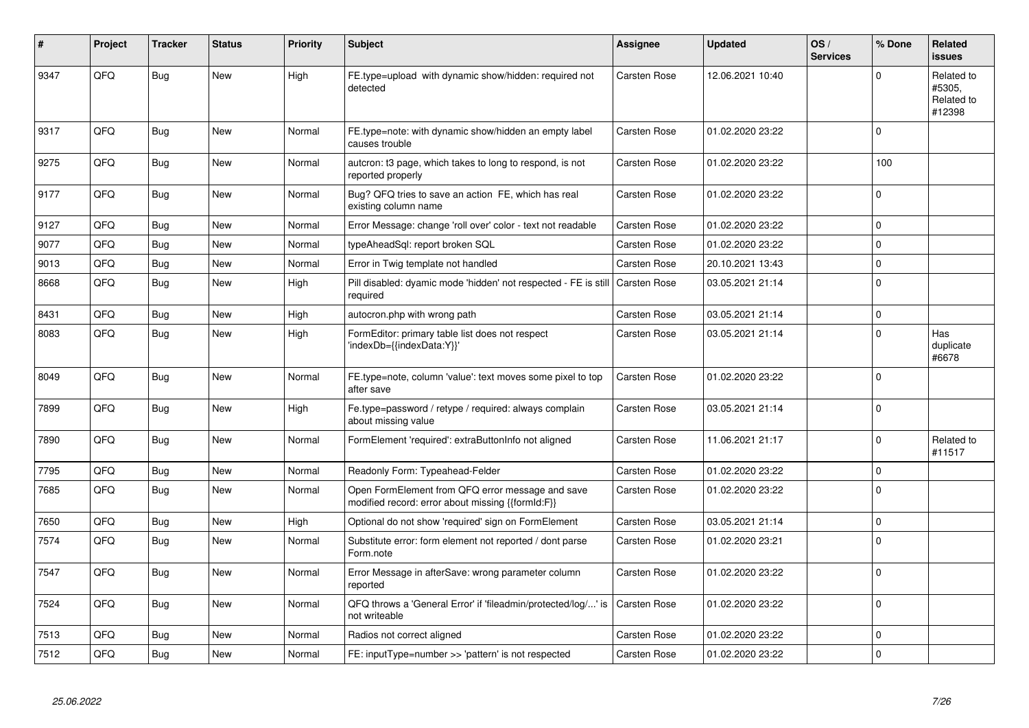| # | Project | Tracker | Status | Priority | Subject | Assignee | Updated | OS / Services | % Done | Related issues |
|---|---|---|---|---|---|---|---|---|---|---|
| 9347 | QFQ | Bug | New | High | FE.type=upload with dynamic show/hidden: required not detected | Carsten Rose | 12.06.2021 10:40 | | 0 | Related to #5305, Related to #12398 |
| 9317 | QFQ | Bug | New | Normal | FE.type=note: with dynamic show/hidden an empty label causes trouble | Carsten Rose | 01.02.2020 23:22 | | 0 | |
| 9275 | QFQ | Bug | New | Normal | autcron: t3 page, which takes to long to respond, is not reported properly | Carsten Rose | 01.02.2020 23:22 | | 100 | |
| 9177 | QFQ | Bug | New | Normal | Bug? QFQ tries to save an action FE, which has real existing column name | Carsten Rose | 01.02.2020 23:22 | | 0 | |
| 9127 | QFQ | Bug | New | Normal | Error Message: change 'roll over' color - text not readable | Carsten Rose | 01.02.2020 23:22 | | 0 | |
| 9077 | QFQ | Bug | New | Normal | typeAheadSql: report broken SQL | Carsten Rose | 01.02.2020 23:22 | | 0 | |
| 9013 | QFQ | Bug | New | Normal | Error in Twig template not handled | Carsten Rose | 20.10.2021 13:43 | | 0 | |
| 8668 | QFQ | Bug | New | High | Pill disabled: dyamic mode 'hidden' not respected - FE is still required | Carsten Rose | 03.05.2021 21:14 | | 0 | |
| 8431 | QFQ | Bug | New | High | autocron.php with wrong path | Carsten Rose | 03.05.2021 21:14 | | 0 | |
| 8083 | QFQ | Bug | New | High | FormEditor: primary table list does not respect 'indexDb={{indexData:Y}}' | Carsten Rose | 03.05.2021 21:14 | | 0 | Has duplicate #6678 |
| 8049 | QFQ | Bug | New | Normal | FE.type=note, column 'value': text moves some pixel to top after save | Carsten Rose | 01.02.2020 23:22 | | 0 | |
| 7899 | QFQ | Bug | New | High | Fe.type=password / retype / required: always complain about missing value | Carsten Rose | 03.05.2021 21:14 | | 0 | |
| 7890 | QFQ | Bug | New | Normal | FormElement 'required': extraButtonInfo not aligned | Carsten Rose | 11.06.2021 21:17 | | 0 | Related to #11517 |
| 7795 | QFQ | Bug | New | Normal | Readonly Form: Typeahead-Felder | Carsten Rose | 01.02.2020 23:22 | | 0 | |
| 7685 | QFQ | Bug | New | Normal | Open FormElement from QFQ error message and save modified record: error about missing {{formId:F}} | Carsten Rose | 01.02.2020 23:22 | | 0 | |
| 7650 | QFQ | Bug | New | High | Optional do not show 'required' sign on FormElement | Carsten Rose | 03.05.2021 21:14 | | 0 | |
| 7574 | QFQ | Bug | New | Normal | Substitute error: form element not reported / dont parse Form.note | Carsten Rose | 01.02.2020 23:21 | | 0 | |
| 7547 | QFQ | Bug | New | Normal | Error Message in afterSave: wrong parameter column reported | Carsten Rose | 01.02.2020 23:22 | | 0 | |
| 7524 | QFQ | Bug | New | Normal | QFQ throws a 'General Error' if 'fileadmin/protected/log/...' is not writeable | Carsten Rose | 01.02.2020 23:22 | | 0 | |
| 7513 | QFQ | Bug | New | Normal | Radios not correct aligned | Carsten Rose | 01.02.2020 23:22 | | 0 | |
| 7512 | QFQ | Bug | New | Normal | FE: inputType=number >> 'pattern' is not respected | Carsten Rose | 01.02.2020 23:22 | | 0 | |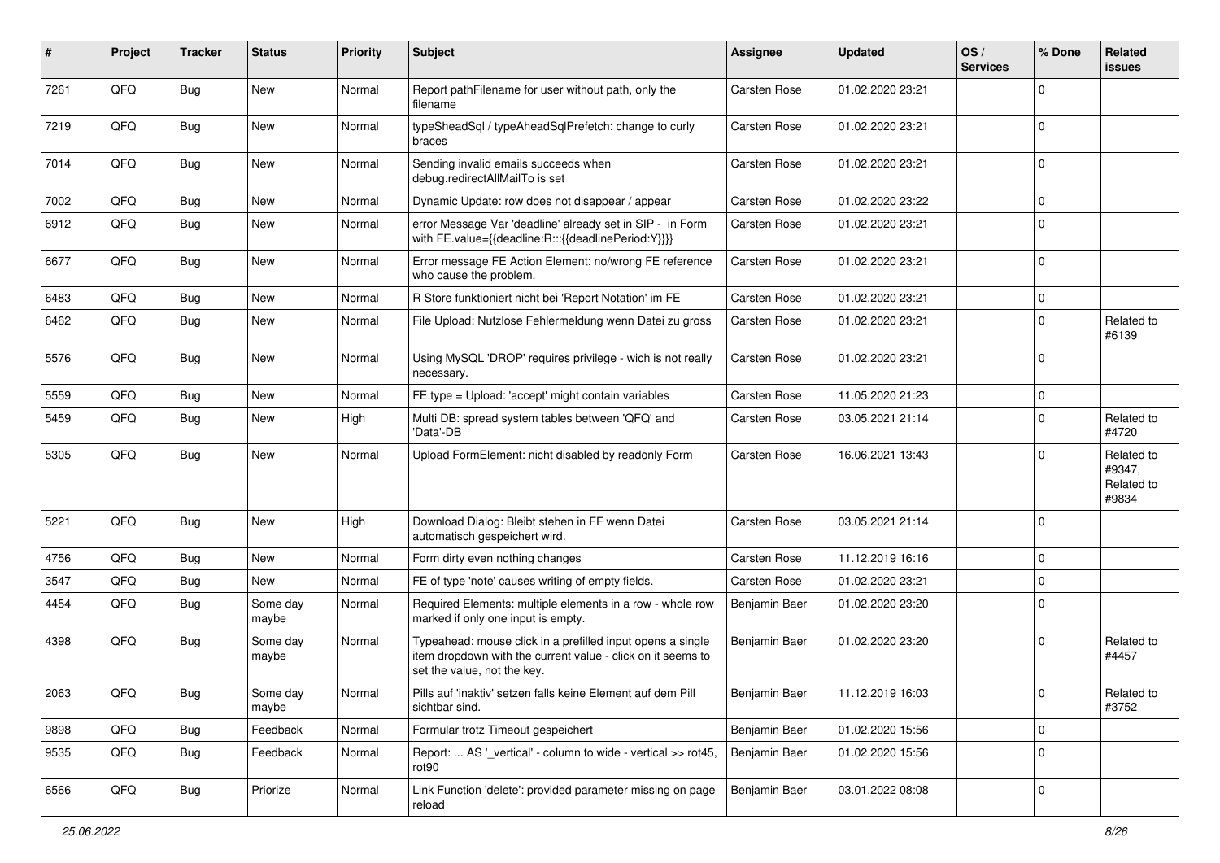| # | Project | Tracker | Status | Priority | Subject | Assignee | Updated | OS / Services | % Done | Related issues |
|---|---|---|---|---|---|---|---|---|---|---|
| 7261 | QFQ | Bug | New | Normal | Report pathFilename for user without path, only the filename | Carsten Rose | 01.02.2020 23:21 | | 0 | |
| 7219 | QFQ | Bug | New | Normal | typeSheadSql / typeAheadSqlPrefetch: change to curly braces | Carsten Rose | 01.02.2020 23:21 | | 0 | |
| 7014 | QFQ | Bug | New | Normal | Sending invalid emails succeeds when debug.redirectAllMailTo is set | Carsten Rose | 01.02.2020 23:21 | | 0 | |
| 7002 | QFQ | Bug | New | Normal | Dynamic Update: row does not disappear / appear | Carsten Rose | 01.02.2020 23:22 | | 0 | |
| 6912 | QFQ | Bug | New | Normal | error Message Var 'deadline' already set in SIP - in Form with FE.value={{deadline:R:::{{deadlinePeriod:Y}}}} | Carsten Rose | 01.02.2020 23:21 | | 0 | |
| 6677 | QFQ | Bug | New | Normal | Error message FE Action Element: no/wrong FE reference who cause the problem. | Carsten Rose | 01.02.2020 23:21 | | 0 | |
| 6483 | QFQ | Bug | New | Normal | R Store funktioniert nicht bei 'Report Notation' im FE | Carsten Rose | 01.02.2020 23:21 | | 0 | |
| 6462 | QFQ | Bug | New | Normal | File Upload: Nutzlose Fehlermeldung wenn Datei zu gross | Carsten Rose | 01.02.2020 23:21 | | 0 | Related to #6139 |
| 5576 | QFQ | Bug | New | Normal | Using MySQL 'DROP' requires privilege - wich is not really necessary. | Carsten Rose | 01.02.2020 23:21 | | 0 | |
| 5559 | QFQ | Bug | New | Normal | FE.type = Upload: 'accept' might contain variables | Carsten Rose | 11.05.2020 21:23 | | 0 | |
| 5459 | QFQ | Bug | New | High | Multi DB: spread system tables between 'QFQ' and 'Data'-DB | Carsten Rose | 03.05.2021 21:14 | | 0 | Related to #4720 |
| 5305 | QFQ | Bug | New | Normal | Upload FormElement: nicht disabled by readonly Form | Carsten Rose | 16.06.2021 13:43 | | 0 | Related to #9347, Related to #9834 |
| 5221 | QFQ | Bug | New | High | Download Dialog: Bleibt stehen in FF wenn Datei automatisch gespeichert wird. | Carsten Rose | 03.05.2021 21:14 | | 0 | |
| 4756 | QFQ | Bug | New | Normal | Form dirty even nothing changes | Carsten Rose | 11.12.2019 16:16 | | 0 | |
| 3547 | QFQ | Bug | New | Normal | FE of type 'note' causes writing of empty fields. | Carsten Rose | 01.02.2020 23:21 | | 0 | |
| 4454 | QFQ | Bug | Some day maybe | Normal | Required Elements: multiple elements in a row - whole row marked if only one input is empty. | Benjamin Baer | 01.02.2020 23:20 | | 0 | |
| 4398 | QFQ | Bug | Some day maybe | Normal | Typeahead: mouse click in a prefilled input opens a single item dropdown with the current value - click on it seems to set the value, not the key. | Benjamin Baer | 01.02.2020 23:20 | | 0 | Related to #4457 |
| 2063 | QFQ | Bug | Some day maybe | Normal | Pills auf 'inaktiv' setzen falls keine Element auf dem Pill sichtbar sind. | Benjamin Baer | 11.12.2019 16:03 | | 0 | Related to #3752 |
| 9898 | QFQ | Bug | Feedback | Normal | Formular trotz Timeout gespeichert | Benjamin Baer | 01.02.2020 15:56 | | 0 | |
| 9535 | QFQ | Bug | Feedback | Normal | Report: ... AS '_vertical' - column to wide - vertical >> rot45, rot90 | Benjamin Baer | 01.02.2020 15:56 | | 0 | |
| 6566 | QFQ | Bug | Priorize | Normal | Link Function 'delete': provided parameter missing on page reload | Benjamin Baer | 03.01.2022 08:08 | | 0 | |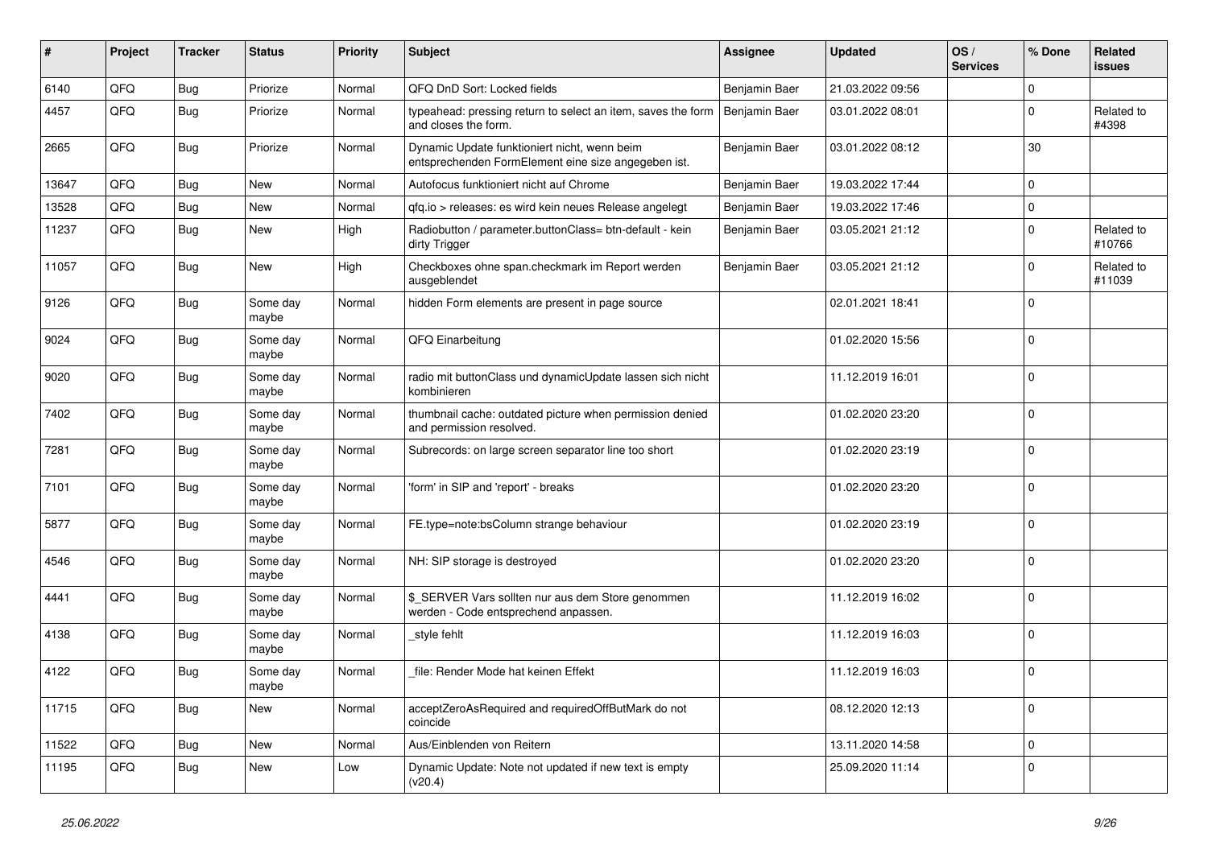| # | Project | Tracker | Status | Priority | Subject | Assignee | Updated | OS / Services | % Done | Related issues |
|---|---|---|---|---|---|---|---|---|---|---|
| 6140 | QFQ | Bug | Priorize | Normal | QFQ DnD Sort: Locked fields | Benjamin Baer | 21.03.2022 09:56 | | 0 | |
| 4457 | QFQ | Bug | Priorize | Normal | typeahead: pressing return to select an item, saves the form and closes the form. | Benjamin Baer | 03.01.2022 08:01 | | 0 | Related to #4398 |
| 2665 | QFQ | Bug | Priorize | Normal | Dynamic Update funktioniert nicht, wenn beim entsprechenden FormElement eine size angegeben ist. | Benjamin Baer | 03.01.2022 08:12 | | 30 | |
| 13647 | QFQ | Bug | New | Normal | Autofocus funktioniert nicht auf Chrome | Benjamin Baer | 19.03.2022 17:44 | | 0 | |
| 13528 | QFQ | Bug | New | Normal | qfq.io > releases: es wird kein neues Release angelegt | Benjamin Baer | 19.03.2022 17:46 | | 0 | |
| 11237 | QFQ | Bug | New | High | Radiobutton / parameter.buttonClass= btn-default - kein dirty Trigger | Benjamin Baer | 03.05.2021 21:12 | | 0 | Related to #10766 |
| 11057 | QFQ | Bug | New | High | Checkboxes ohne span.checkmark im Report werden ausgeblendet | Benjamin Baer | 03.05.2021 21:12 | | 0 | Related to #11039 |
| 9126 | QFQ | Bug | Some day maybe | Normal | hidden Form elements are present in page source | | 02.01.2021 18:41 | | 0 | |
| 9024 | QFQ | Bug | Some day maybe | Normal | QFQ Einarbeitung | | 01.02.2020 15:56 | | 0 | |
| 9020 | QFQ | Bug | Some day maybe | Normal | radio mit buttonClass und dynamicUpdate lassen sich nicht kombinieren | | 11.12.2019 16:01 | | 0 | |
| 7402 | QFQ | Bug | Some day maybe | Normal | thumbnail cache: outdated picture when permission denied and permission resolved. | | 01.02.2020 23:20 | | 0 | |
| 7281 | QFQ | Bug | Some day maybe | Normal | Subrecords: on large screen separator line too short | | 01.02.2020 23:19 | | 0 | |
| 7101 | QFQ | Bug | Some day maybe | Normal | 'form' in SIP and 'report' - breaks | | 01.02.2020 23:20 | | 0 | |
| 5877 | QFQ | Bug | Some day maybe | Normal | FE.type=note:bsColumn strange behaviour | | 01.02.2020 23:19 | | 0 | |
| 4546 | QFQ | Bug | Some day maybe | Normal | NH: SIP storage is destroyed | | 01.02.2020 23:20 | | 0 | |
| 4441 | QFQ | Bug | Some day maybe | Normal | $_SERVER Vars sollten nur aus dem Store genommen werden - Code entsprechend anpassen. | | 11.12.2019 16:02 | | 0 | |
| 4138 | QFQ | Bug | Some day maybe | Normal | _style fehlt | | 11.12.2019 16:03 | | 0 | |
| 4122 | QFQ | Bug | Some day maybe | Normal | _file: Render Mode hat keinen Effekt | | 11.12.2019 16:03 | | 0 | |
| 11715 | QFQ | Bug | New | Normal | acceptZeroAsRequired and requiredOffButMark do not coincide | | 08.12.2020 12:13 | | 0 | |
| 11522 | QFQ | Bug | New | Normal | Aus/Einblenden von Reitern | | 13.11.2020 14:58 | | 0 | |
| 11195 | QFQ | Bug | New | Low | Dynamic Update: Note not updated if new text is empty (v20.4) | | 25.09.2020 11:14 | | 0 | |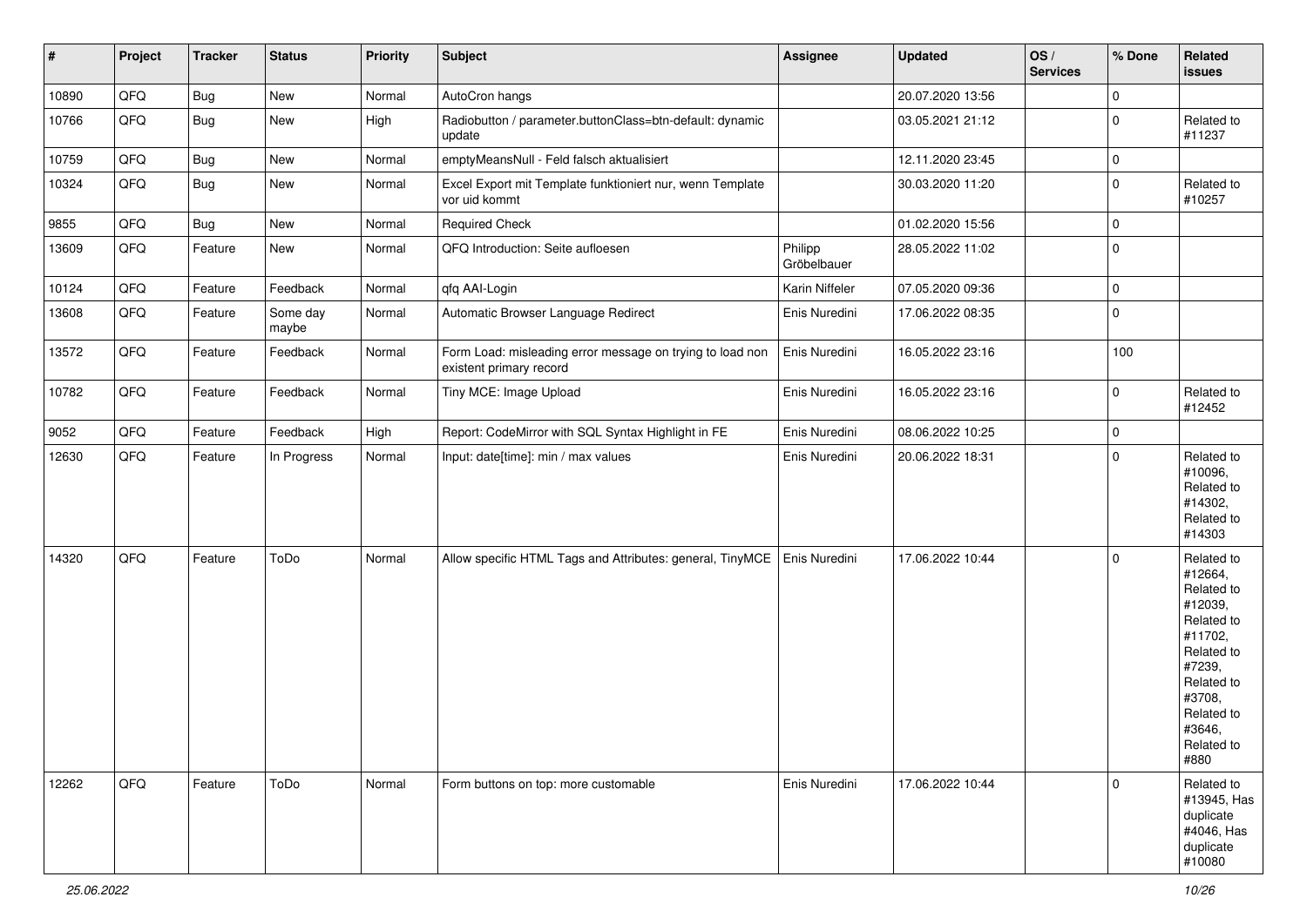| # | Project | Tracker | Status | Priority | Subject | Assignee | Updated | OS / Services | % Done | Related issues |
|---|---|---|---|---|---|---|---|---|---|---|
| 10890 | QFQ | Bug | New | Normal | AutoCron hangs | | 20.07.2020 13:56 | | 0 | |
| 10766 | QFQ | Bug | New | High | Radiobutton / parameter.buttonClass=btn-default: dynamic update | | 03.05.2021 21:12 | | 0 | Related to #11237 |
| 10759 | QFQ | Bug | New | Normal | emptyMeansNull - Feld falsch aktualisiert | | 12.11.2020 23:45 | | 0 | |
| 10324 | QFQ | Bug | New | Normal | Excel Export mit Template funktioniert nur, wenn Template vor uid kommt | | 30.03.2020 11:20 | | 0 | Related to #10257 |
| 9855 | QFQ | Bug | New | Normal | Required Check | | 01.02.2020 15:56 | | 0 | |
| 13609 | QFQ | Feature | New | Normal | QFQ Introduction: Seite aufloesen | Philipp Gröbelbauer | 28.05.2022 11:02 | | 0 | |
| 10124 | QFQ | Feature | Feedback | Normal | qfq AAI-Login | Karin Niffeler | 07.05.2020 09:36 | | 0 | |
| 13608 | QFQ | Feature | Some day maybe | Normal | Automatic Browser Language Redirect | Enis Nuredini | 17.06.2022 08:35 | | 0 | |
| 13572 | QFQ | Feature | Feedback | Normal | Form Load: misleading error message on trying to load non existent primary record | Enis Nuredini | 16.05.2022 23:16 | | 100 | |
| 10782 | QFQ | Feature | Feedback | Normal | Tiny MCE: Image Upload | Enis Nuredini | 16.05.2022 23:16 | | 0 | Related to #12452 |
| 9052 | QFQ | Feature | Feedback | High | Report: CodeMirror with SQL Syntax Highlight in FE | Enis Nuredini | 08.06.2022 10:25 | | 0 | |
| 12630 | QFQ | Feature | In Progress | Normal | Input: date[time]: min / max values | Enis Nuredini | 20.06.2022 18:31 | | 0 | Related to #10096, Related to #14302, Related to #14303 |
| 14320 | QFQ | Feature | ToDo | Normal | Allow specific HTML Tags and Attributes: general, TinyMCE | Enis Nuredini | 17.06.2022 10:44 | | 0 | Related to #12664, Related to #12039, Related to #11702, Related to #7239, Related to #3708, Related to #3646, Related to #880 |
| 12262 | QFQ | Feature | ToDo | Normal | Form buttons on top: more customable | Enis Nuredini | 17.06.2022 10:44 | | 0 | Related to #13945, Has duplicate #4046, Has duplicate #10080 |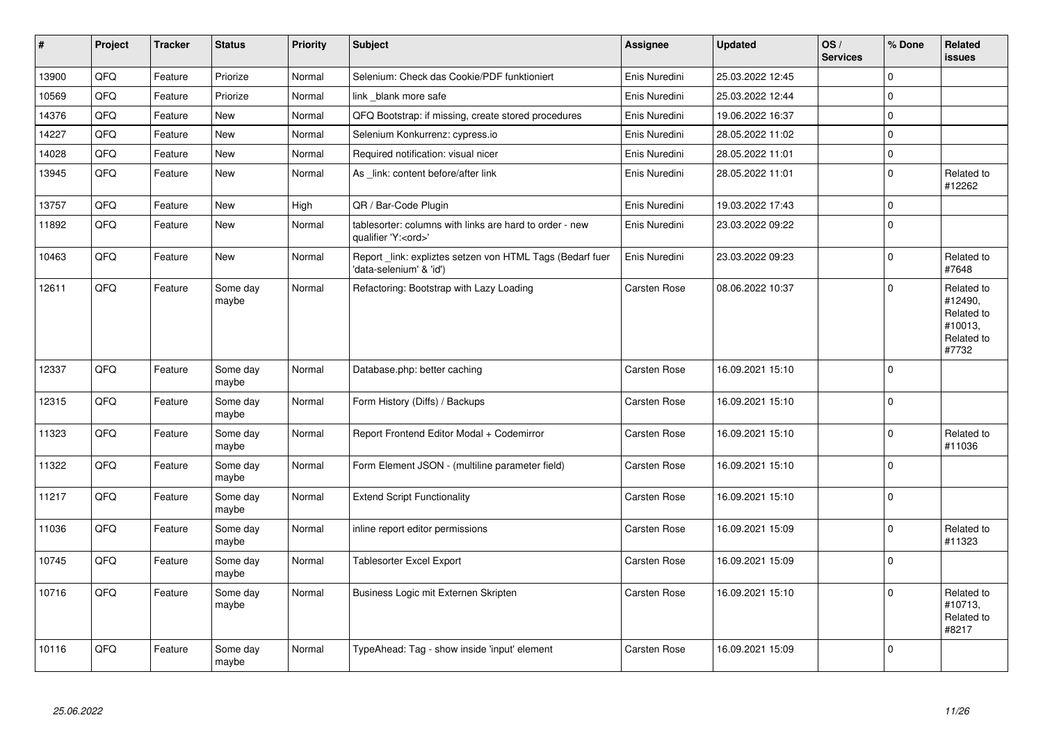| # | Project | Tracker | Status | Priority | Subject | Assignee | Updated | OS / Services | % Done | Related issues |
|---|---|---|---|---|---|---|---|---|---|---|
| 13900 | QFQ | Feature | Priorize | Normal | Selenium: Check das Cookie/PDF funktioniert | Enis Nuredini | 25.03.2022 12:45 | | 0 | |
| 10569 | QFQ | Feature | Priorize | Normal | link _blank more safe | Enis Nuredini | 25.03.2022 12:44 | | 0 | |
| 14376 | QFQ | Feature | New | Normal | QFQ Bootstrap: if missing, create stored procedures | Enis Nuredini | 19.06.2022 16:37 | | 0 | |
| 14227 | QFQ | Feature | New | Normal | Selenium Konkurrenz: cypress.io | Enis Nuredini | 28.05.2022 11:02 | | 0 | |
| 14028 | QFQ | Feature | New | Normal | Required notification: visual nicer | Enis Nuredini | 28.05.2022 11:01 | | 0 | |
| 13945 | QFQ | Feature | New | Normal | As _link: content before/after link | Enis Nuredini | 28.05.2022 11:01 | | 0 | Related to #12262 |
| 13757 | QFQ | Feature | New | High | QR / Bar-Code Plugin | Enis Nuredini | 19.03.2022 17:43 | | 0 | |
| 11892 | QFQ | Feature | New | Normal | tablesorter: columns with links are hard to order - new qualifier 'Y:<ord>' | Enis Nuredini | 23.03.2022 09:22 | | 0 | |
| 10463 | QFQ | Feature | New | Normal | Report _link: expliztes setzen von HTML Tags (Bedarf fuer 'data-selenium' & 'id') | Enis Nuredini | 23.03.2022 09:23 | | 0 | Related to #7648 |
| 12611 | QFQ | Feature | Some day maybe | Normal | Refactoring: Bootstrap with Lazy Loading | Carsten Rose | 08.06.2022 10:37 | | 0 | Related to #12490, Related to #10013, Related to #7732 |
| 12337 | QFQ | Feature | Some day maybe | Normal | Database.php: better caching | Carsten Rose | 16.09.2021 15:10 | | 0 | |
| 12315 | QFQ | Feature | Some day maybe | Normal | Form History (Diffs) / Backups | Carsten Rose | 16.09.2021 15:10 | | 0 | |
| 11323 | QFQ | Feature | Some day maybe | Normal | Report Frontend Editor Modal + Codemirror | Carsten Rose | 16.09.2021 15:10 | | 0 | Related to #11036 |
| 11322 | QFQ | Feature | Some day maybe | Normal | Form Element JSON - (multiline parameter field) | Carsten Rose | 16.09.2021 15:10 | | 0 | |
| 11217 | QFQ | Feature | Some day maybe | Normal | Extend Script Functionality | Carsten Rose | 16.09.2021 15:10 | | 0 | |
| 11036 | QFQ | Feature | Some day maybe | Normal | inline report editor permissions | Carsten Rose | 16.09.2021 15:09 | | 0 | Related to #11323 |
| 10745 | QFQ | Feature | Some day maybe | Normal | Tablesorter Excel Export | Carsten Rose | 16.09.2021 15:09 | | 0 | |
| 10716 | QFQ | Feature | Some day maybe | Normal | Business Logic mit Externen Skripten | Carsten Rose | 16.09.2021 15:10 | | 0 | Related to #10713, Related to #8217 |
| 10116 | QFQ | Feature | Some day maybe | Normal | TypeAhead: Tag - show inside 'input' element | Carsten Rose | 16.09.2021 15:09 | | 0 | |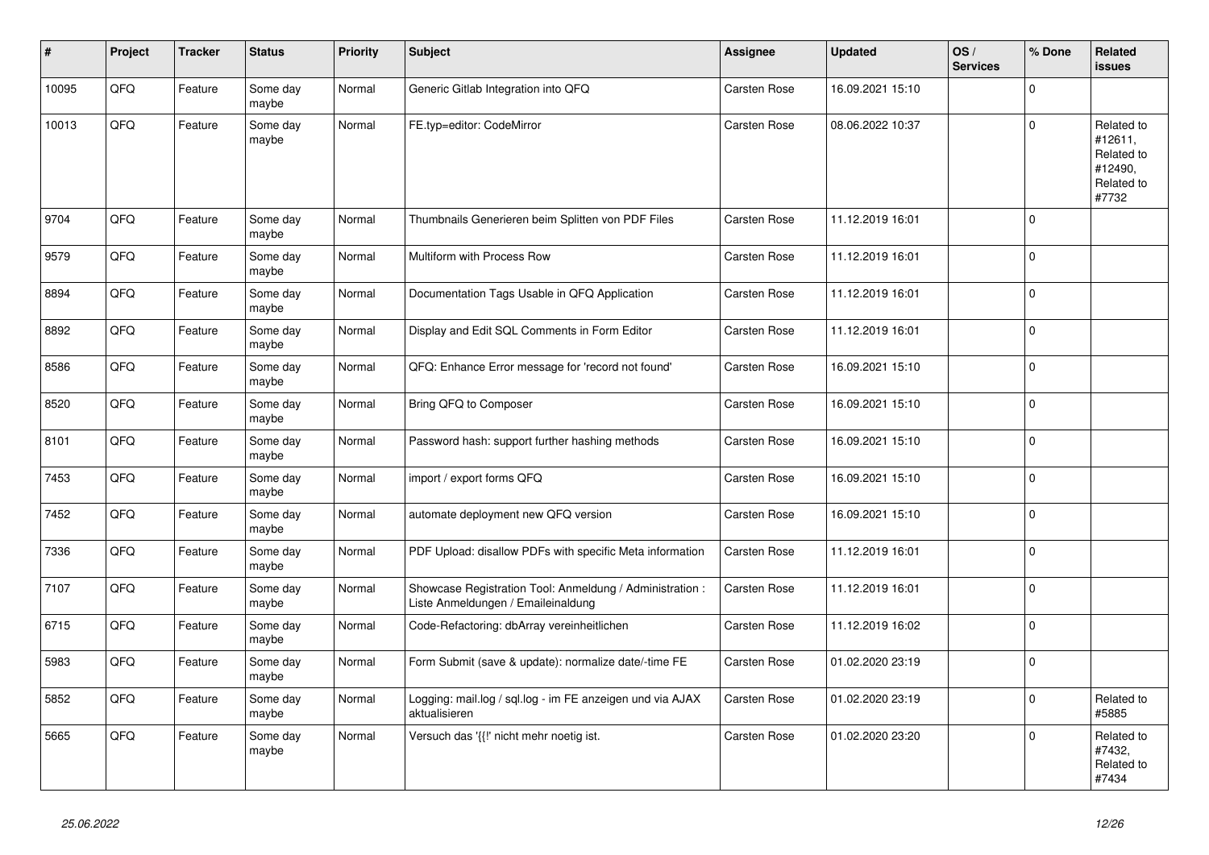| # | Project | Tracker | Status | Priority | Subject | Assignee | Updated | OS / Services | % Done | Related issues |
|---|---|---|---|---|---|---|---|---|---|---|
| 10095 | QFQ | Feature | Some day maybe | Normal | Generic Gitlab Integration into QFQ | Carsten Rose | 16.09.2021 15:10 | | 0 | |
| 10013 | QFQ | Feature | Some day maybe | Normal | FE.typ=editor: CodeMirror | Carsten Rose | 08.06.2022 10:37 | | 0 | Related to #12611, Related to #12490, Related to #7732 |
| 9704 | QFQ | Feature | Some day maybe | Normal | Thumbnails Generieren beim Splitten von PDF Files | Carsten Rose | 11.12.2019 16:01 | | 0 | |
| 9579 | QFQ | Feature | Some day maybe | Normal | Multiform with Process Row | Carsten Rose | 11.12.2019 16:01 | | 0 | |
| 8894 | QFQ | Feature | Some day maybe | Normal | Documentation Tags Usable in QFQ Application | Carsten Rose | 11.12.2019 16:01 | | 0 | |
| 8892 | QFQ | Feature | Some day maybe | Normal | Display and Edit SQL Comments in Form Editor | Carsten Rose | 11.12.2019 16:01 | | 0 | |
| 8586 | QFQ | Feature | Some day maybe | Normal | QFQ: Enhance Error message for 'record not found' | Carsten Rose | 16.09.2021 15:10 | | 0 | |
| 8520 | QFQ | Feature | Some day maybe | Normal | Bring QFQ to Composer | Carsten Rose | 16.09.2021 15:10 | | 0 | |
| 8101 | QFQ | Feature | Some day maybe | Normal | Password hash: support further hashing methods | Carsten Rose | 16.09.2021 15:10 | | 0 | |
| 7453 | QFQ | Feature | Some day maybe | Normal | import / export forms QFQ | Carsten Rose | 16.09.2021 15:10 | | 0 | |
| 7452 | QFQ | Feature | Some day maybe | Normal | automate deployment new QFQ version | Carsten Rose | 16.09.2021 15:10 | | 0 | |
| 7336 | QFQ | Feature | Some day maybe | Normal | PDF Upload: disallow PDFs with specific Meta information | Carsten Rose | 11.12.2019 16:01 | | 0 | |
| 7107 | QFQ | Feature | Some day maybe | Normal | Showcase Registration Tool: Anmeldung / Administration : Liste Anmeldungen / Emaileinaldung | Carsten Rose | 11.12.2019 16:01 | | 0 | |
| 6715 | QFQ | Feature | Some day maybe | Normal | Code-Refactoring: dbArray vereinheitlichen | Carsten Rose | 11.12.2019 16:02 | | 0 | |
| 5983 | QFQ | Feature | Some day maybe | Normal | Form Submit (save & update): normalize date/-time FE | Carsten Rose | 01.02.2020 23:19 | | 0 | |
| 5852 | QFQ | Feature | Some day maybe | Normal | Logging: mail.log / sql.log - im FE anzeigen und via AJAX aktualisieren | Carsten Rose | 01.02.2020 23:19 | | 0 | Related to #5885 |
| 5665 | QFQ | Feature | Some day maybe | Normal | Versuch das '{{!' nicht mehr noetig ist. | Carsten Rose | 01.02.2020 23:20 | | 0 | Related to #7432, Related to #7434 |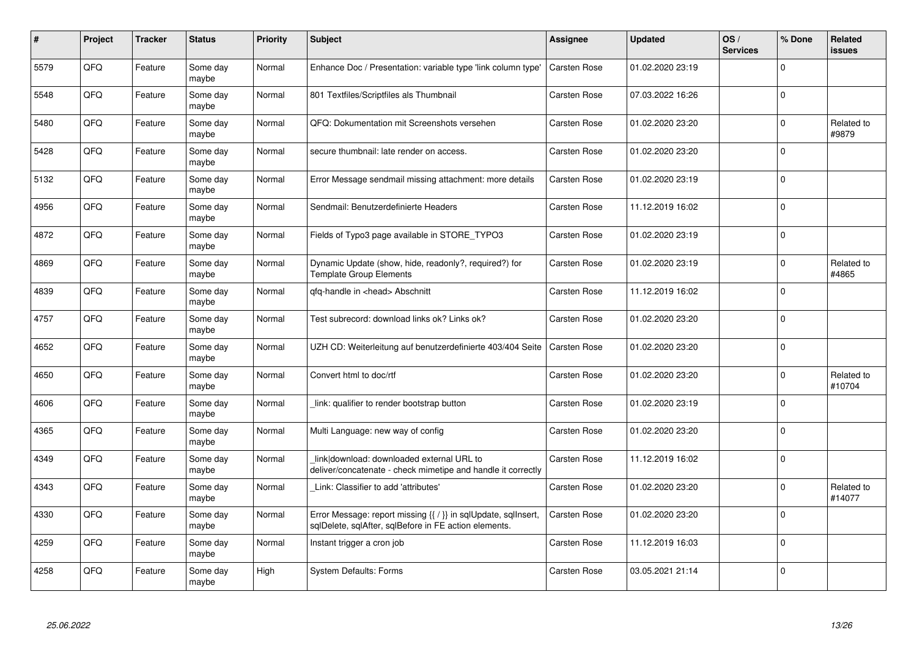| # | Project | Tracker | Status | Priority | Subject | Assignee | Updated | OS / Services | % Done | Related issues |
|---|---|---|---|---|---|---|---|---|---|---|
| 5579 | QFQ | Feature | Some day maybe | Normal | Enhance Doc / Presentation: variable type 'link column type' | Carsten Rose | 01.02.2020 23:19 | | 0 | |
| 5548 | QFQ | Feature | Some day maybe | Normal | 801 Textfiles/Scriptfiles als Thumbnail | Carsten Rose | 07.03.2022 16:26 | | 0 | |
| 5480 | QFQ | Feature | Some day maybe | Normal | QFQ: Dokumentation mit Screenshots versehen | Carsten Rose | 01.02.2020 23:20 | | 0 | Related to #9879 |
| 5428 | QFQ | Feature | Some day maybe | Normal | secure thumbnail: late render on access. | Carsten Rose | 01.02.2020 23:20 | | 0 | |
| 5132 | QFQ | Feature | Some day maybe | Normal | Error Message sendmail missing attachment: more details | Carsten Rose | 01.02.2020 23:19 | | 0 | |
| 4956 | QFQ | Feature | Some day maybe | Normal | Sendmail: Benutzerdefinierte Headers | Carsten Rose | 11.12.2019 16:02 | | 0 | |
| 4872 | QFQ | Feature | Some day maybe | Normal | Fields of Typo3 page available in STORE_TYPO3 | Carsten Rose | 01.02.2020 23:19 | | 0 | |
| 4869 | QFQ | Feature | Some day maybe | Normal | Dynamic Update (show, hide, readonly?, required?) for Template Group Elements | Carsten Rose | 01.02.2020 23:19 | | 0 | Related to #4865 |
| 4839 | QFQ | Feature | Some day maybe | Normal | qfq-handle in <head> Abschnitt | Carsten Rose | 11.12.2019 16:02 | | 0 | |
| 4757 | QFQ | Feature | Some day maybe | Normal | Test subrecord: download links ok? Links ok? | Carsten Rose | 01.02.2020 23:20 | | 0 | |
| 4652 | QFQ | Feature | Some day maybe | Normal | UZH CD: Weiterleitung auf benutzerdefinierte 403/404 Seite | Carsten Rose | 01.02.2020 23:20 | | 0 | |
| 4650 | QFQ | Feature | Some day maybe | Normal | Convert html to doc/rtf | Carsten Rose | 01.02.2020 23:20 | | 0 | Related to #10704 |
| 4606 | QFQ | Feature | Some day maybe | Normal | _link: qualifier to render bootstrap button | Carsten Rose | 01.02.2020 23:19 | | 0 | |
| 4365 | QFQ | Feature | Some day maybe | Normal | Multi Language: new way of config | Carsten Rose | 01.02.2020 23:20 | | 0 | |
| 4349 | QFQ | Feature | Some day maybe | Normal | _link\|download: downloaded external URL to deliver/concatenate - check mimetipe and handle it correctly | Carsten Rose | 11.12.2019 16:02 | | 0 | |
| 4343 | QFQ | Feature | Some day maybe | Normal | _Link: Classifier to add 'attributes' | Carsten Rose | 01.02.2020 23:20 | | 0 | Related to #14077 |
| 4330 | QFQ | Feature | Some day maybe | Normal | Error Message: report missing {{ / }} in sqlUpdate, sqlInsert, sqlDelete, sqlAfter, sqlBefore in FE action elements. | Carsten Rose | 01.02.2020 23:20 | | 0 | |
| 4259 | QFQ | Feature | Some day maybe | Normal | Instant trigger a cron job | Carsten Rose | 11.12.2019 16:03 | | 0 | |
| 4258 | QFQ | Feature | Some day maybe | High | System Defaults: Forms | Carsten Rose | 03.05.2021 21:14 | | 0 | |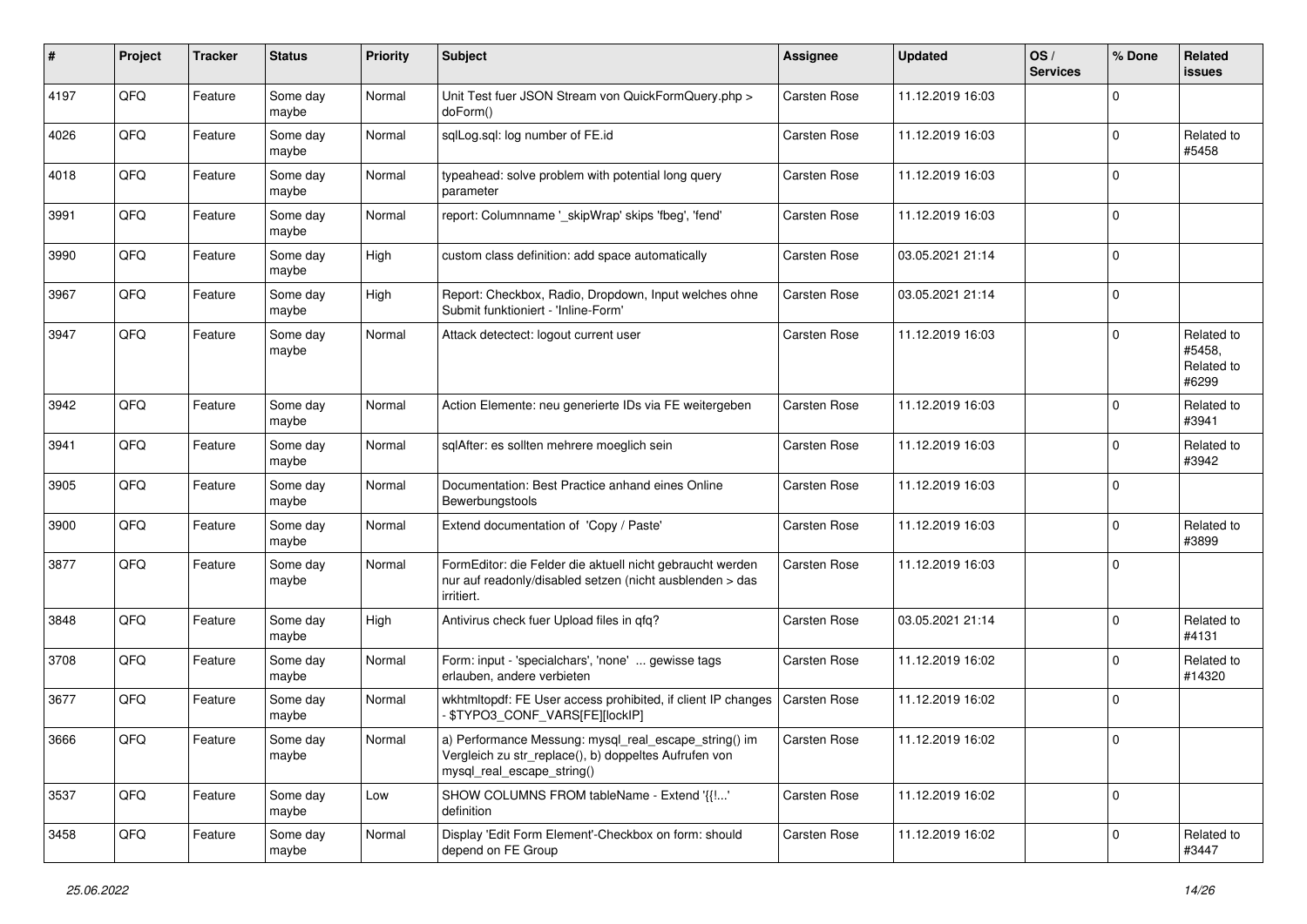| # | Project | Tracker | Status | Priority | Subject | Assignee | Updated | OS / Services | % Done | Related issues |
|---|---|---|---|---|---|---|---|---|---|---|
| 4197 | QFQ | Feature | Some day maybe | Normal | Unit Test fuer JSON Stream von QuickFormQuery.php > doForm() | Carsten Rose | 11.12.2019 16:03 | | 0 | |
| 4026 | QFQ | Feature | Some day maybe | Normal | sqlLog.sql: log number of FE.id | Carsten Rose | 11.12.2019 16:03 | | 0 | Related to #5458 |
| 4018 | QFQ | Feature | Some day maybe | Normal | typeahead: solve problem with potential long query parameter | Carsten Rose | 11.12.2019 16:03 | | 0 | |
| 3991 | QFQ | Feature | Some day maybe | Normal | report: Columnname '_skipWrap' skips 'fbeg', 'fend' | Carsten Rose | 11.12.2019 16:03 | | 0 | |
| 3990 | QFQ | Feature | Some day maybe | High | custom class definition: add space automatically | Carsten Rose | 03.05.2021 21:14 | | 0 | |
| 3967 | QFQ | Feature | Some day maybe | High | Report: Checkbox, Radio, Dropdown, Input welches ohne Submit funktioniert - 'Inline-Form' | Carsten Rose | 03.05.2021 21:14 | | 0 | |
| 3947 | QFQ | Feature | Some day maybe | Normal | Attack detectect: logout current user | Carsten Rose | 11.12.2019 16:03 | | 0 | Related to #5458, Related to #6299 |
| 3942 | QFQ | Feature | Some day maybe | Normal | Action Elemente: neu generierte IDs via FE weitergeben | Carsten Rose | 11.12.2019 16:03 | | 0 | Related to #3941 |
| 3941 | QFQ | Feature | Some day maybe | Normal | sqlAfter: es sollten mehrere moeglich sein | Carsten Rose | 11.12.2019 16:03 | | 0 | Related to #3942 |
| 3905 | QFQ | Feature | Some day maybe | Normal | Documentation: Best Practice anhand eines Online Bewerbungstools | Carsten Rose | 11.12.2019 16:03 | | 0 | |
| 3900 | QFQ | Feature | Some day maybe | Normal | Extend documentation of 'Copy / Paste' | Carsten Rose | 11.12.2019 16:03 | | 0 | Related to #3899 |
| 3877 | QFQ | Feature | Some day maybe | Normal | FormEditor: die Felder die aktuell nicht gebraucht werden nur auf readonly/disabled setzen (nicht ausblenden > das irritiert. | Carsten Rose | 11.12.2019 16:03 | | 0 | |
| 3848 | QFQ | Feature | Some day maybe | High | Antivirus check fuer Upload files in qfq? | Carsten Rose | 03.05.2021 21:14 | | 0 | Related to #4131 |
| 3708 | QFQ | Feature | Some day maybe | Normal | Form: input - 'specialchars', 'none' ... gewisse tags erlauben, andere verbieten | Carsten Rose | 11.12.2019 16:02 | | 0 | Related to #14320 |
| 3677 | QFQ | Feature | Some day maybe | Normal | wkhtmltopdf: FE User access prohibited, if client IP changes - $TYPO3_CONF_VARS[FE][lockIP] | Carsten Rose | 11.12.2019 16:02 | | 0 | |
| 3666 | QFQ | Feature | Some day maybe | Normal | a) Performance Messung: mysql_real_escape_string() im Vergleich zu str_replace(), b) doppeltes Aufrufen von mysql_real_escape_string() | Carsten Rose | 11.12.2019 16:02 | | 0 | |
| 3537 | QFQ | Feature | Some day maybe | Low | SHOW COLUMNS FROM tableName - Extend '{{!...' definition | Carsten Rose | 11.12.2019 16:02 | | 0 | |
| 3458 | QFQ | Feature | Some day maybe | Normal | Display 'Edit Form Element'-Checkbox on form: should depend on FE Group | Carsten Rose | 11.12.2019 16:02 | | 0 | Related to #3447 |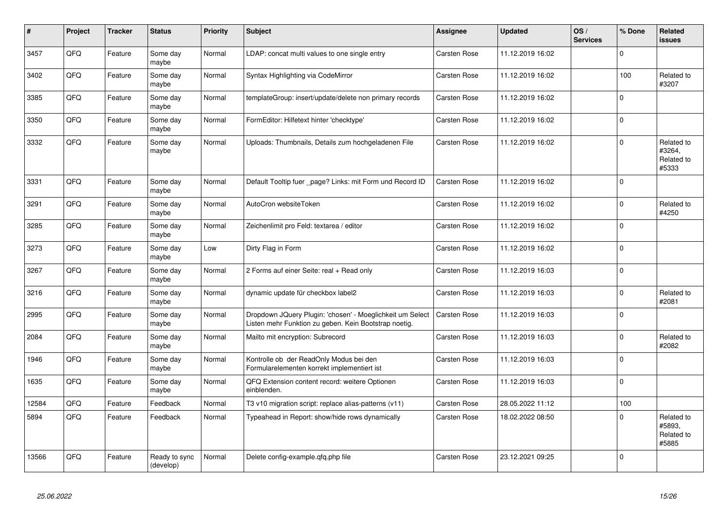| # | Project | Tracker | Status | Priority | Subject | Assignee | Updated | OS / Services | % Done | Related issues |
|---|---|---|---|---|---|---|---|---|---|---|
| 3457 | QFQ | Feature | Some day maybe | Normal | LDAP: concat multi values to one single entry | Carsten Rose | 11.12.2019 16:02 | | 0 | |
| 3402 | QFQ | Feature | Some day maybe | Normal | Syntax Highlighting via CodeMirror | Carsten Rose | 11.12.2019 16:02 | | 100 | Related to #3207 |
| 3385 | QFQ | Feature | Some day maybe | Normal | templateGroup: insert/update/delete non primary records | Carsten Rose | 11.12.2019 16:02 | | 0 | |
| 3350 | QFQ | Feature | Some day maybe | Normal | FormEditor: Hilfetext hinter 'checktype' | Carsten Rose | 11.12.2019 16:02 | | 0 | |
| 3332 | QFQ | Feature | Some day maybe | Normal | Uploads: Thumbnails, Details zum hochgeladenen File | Carsten Rose | 11.12.2019 16:02 | | 0 | Related to #3264, Related to #5333 |
| 3331 | QFQ | Feature | Some day maybe | Normal | Default Tooltip fuer _page? Links: mit Form und Record ID | Carsten Rose | 11.12.2019 16:02 | | 0 | |
| 3291 | QFQ | Feature | Some day maybe | Normal | AutoCron websiteToken | Carsten Rose | 11.12.2019 16:02 | | 0 | Related to #4250 |
| 3285 | QFQ | Feature | Some day maybe | Normal | Zeichenlimit pro Feld: textarea / editor | Carsten Rose | 11.12.2019 16:02 | | 0 | |
| 3273 | QFQ | Feature | Some day maybe | Low | Dirty Flag in Form | Carsten Rose | 11.12.2019 16:02 | | 0 | |
| 3267 | QFQ | Feature | Some day maybe | Normal | 2 Forms auf einer Seite: real + Read only | Carsten Rose | 11.12.2019 16:03 | | 0 | |
| 3216 | QFQ | Feature | Some day maybe | Normal | dynamic update für checkbox label2 | Carsten Rose | 11.12.2019 16:03 | | 0 | Related to #2081 |
| 2995 | QFQ | Feature | Some day maybe | Normal | Dropdown JQuery Plugin: 'chosen' - Moeglichkeit um Select Listen mehr Funktion zu geben. Kein Bootstrap noetig. | Carsten Rose | 11.12.2019 16:03 | | 0 | |
| 2084 | QFQ | Feature | Some day maybe | Normal | Mailto mit encryption: Subrecord | Carsten Rose | 11.12.2019 16:03 | | 0 | Related to #2082 |
| 1946 | QFQ | Feature | Some day maybe | Normal | Kontrolle ob der ReadOnly Modus bei den Formularelementen korrekt implementiert ist | Carsten Rose | 11.12.2019 16:03 | | 0 | |
| 1635 | QFQ | Feature | Some day maybe | Normal | QFQ Extension content record: weitere Optionen einblenden. | Carsten Rose | 11.12.2019 16:03 | | 0 | |
| 12584 | QFQ | Feature | Feedback | Normal | T3 v10 migration script: replace alias-patterns (v11) | Carsten Rose | 28.05.2022 11:12 | | 100 | |
| 5894 | QFQ | Feature | Feedback | Normal | Typeahead in Report: show/hide rows dynamically | Carsten Rose | 18.02.2022 08:50 | | 0 | Related to #5893, Related to #5885 |
| 13566 | QFQ | Feature | Ready to sync (develop) | Normal | Delete config-example.qfq.php file | Carsten Rose | 23.12.2021 09:25 | | 0 | |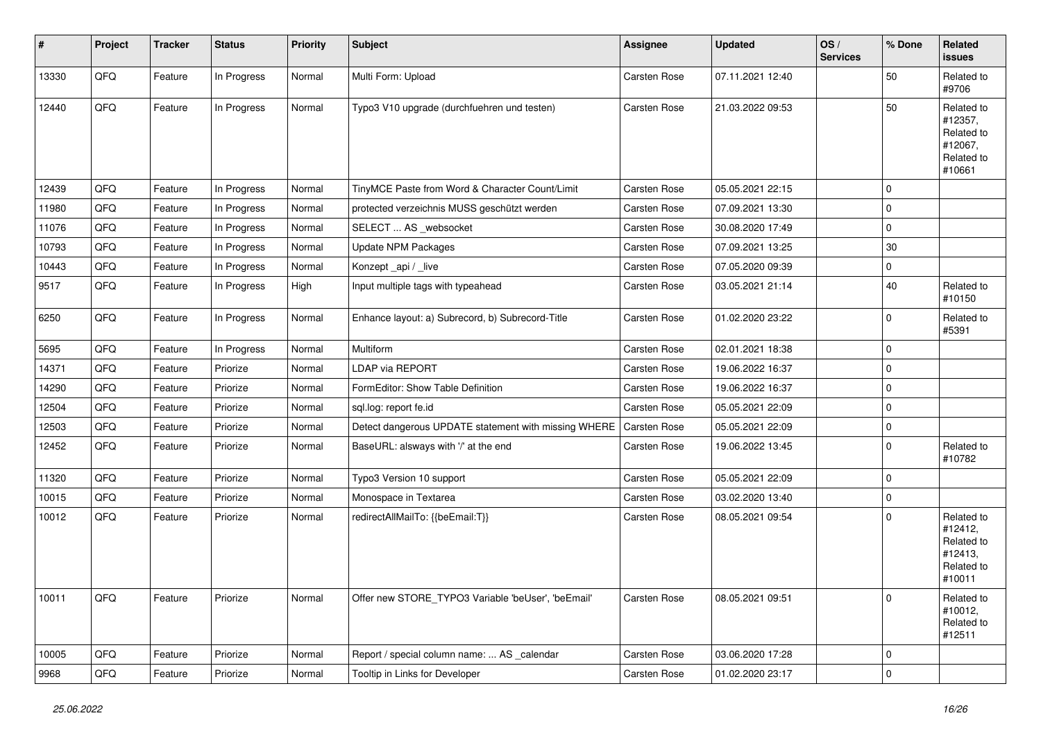| # | Project | Tracker | Status | Priority | Subject | Assignee | Updated | OS / Services | % Done | Related issues |
|---|---|---|---|---|---|---|---|---|---|---|
| 13330 | QFQ | Feature | In Progress | Normal | Multi Form: Upload | Carsten Rose | 07.11.2021 12:40 | | 50 | Related to #9706 |
| 12440 | QFQ | Feature | In Progress | Normal | Typo3 V10 upgrade (durchfuehren und testen) | Carsten Rose | 21.03.2022 09:53 | | 50 | Related to #12357, Related to #12067, Related to #10661 |
| 12439 | QFQ | Feature | In Progress | Normal | TinyMCE Paste from Word & Character Count/Limit | Carsten Rose | 05.05.2021 22:15 | | 0 | |
| 11980 | QFQ | Feature | In Progress | Normal | protected verzeichnis MUSS geschützt werden | Carsten Rose | 07.09.2021 13:30 | | 0 | |
| 11076 | QFQ | Feature | In Progress | Normal | SELECT ... AS _websocket | Carsten Rose | 30.08.2020 17:49 | | 0 | |
| 10793 | QFQ | Feature | In Progress | Normal | Update NPM Packages | Carsten Rose | 07.09.2021 13:25 | | 30 | |
| 10443 | QFQ | Feature | In Progress | Normal | Konzept _api / _live | Carsten Rose | 07.05.2020 09:39 | | 0 | |
| 9517 | QFQ | Feature | In Progress | High | Input multiple tags with typeahead | Carsten Rose | 03.05.2021 21:14 | | 40 | Related to #10150 |
| 6250 | QFQ | Feature | In Progress | Normal | Enhance layout: a) Subrecord, b) Subrecord-Title | Carsten Rose | 01.02.2020 23:22 | | 0 | Related to #5391 |
| 5695 | QFQ | Feature | In Progress | Normal | Multiform | Carsten Rose | 02.01.2021 18:38 | | 0 | |
| 14371 | QFQ | Feature | Priorize | Normal | LDAP via REPORT | Carsten Rose | 19.06.2022 16:37 | | 0 | |
| 14290 | QFQ | Feature | Priorize | Normal | FormEditor: Show Table Definition | Carsten Rose | 19.06.2022 16:37 | | 0 | |
| 12504 | QFQ | Feature | Priorize | Normal | sql.log: report fe.id | Carsten Rose | 05.05.2021 22:09 | | 0 | |
| 12503 | QFQ | Feature | Priorize | Normal | Detect dangerous UPDATE statement with missing WHERE | Carsten Rose | 05.05.2021 22:09 | | 0 | |
| 12452 | QFQ | Feature | Priorize | Normal | BaseURL: alsways with '/' at the end | Carsten Rose | 19.06.2022 13:45 | | 0 | Related to #10782 |
| 11320 | QFQ | Feature | Priorize | Normal | Typo3 Version 10 support | Carsten Rose | 05.05.2021 22:09 | | 0 | |
| 10015 | QFQ | Feature | Priorize | Normal | Monospace in Textarea | Carsten Rose | 03.02.2020 13:40 | | 0 | |
| 10012 | QFQ | Feature | Priorize | Normal | redirectAllMailTo: {{beEmail:T}} | Carsten Rose | 08.05.2021 09:54 | | 0 | Related to #12412, Related to #12413, Related to #10011 |
| 10011 | QFQ | Feature | Priorize | Normal | Offer new STORE_TYPO3 Variable 'beUser', 'beEmail' | Carsten Rose | 08.05.2021 09:51 | | 0 | Related to #10012, Related to #12511 |
| 10005 | QFQ | Feature | Priorize | Normal | Report / special column name: ... AS _calendar | Carsten Rose | 03.06.2020 17:28 | | 0 | |
| 9968 | QFQ | Feature | Priorize | Normal | Tooltip in Links for Developer | Carsten Rose | 01.02.2020 23:17 | | 0 | |

25.06.2022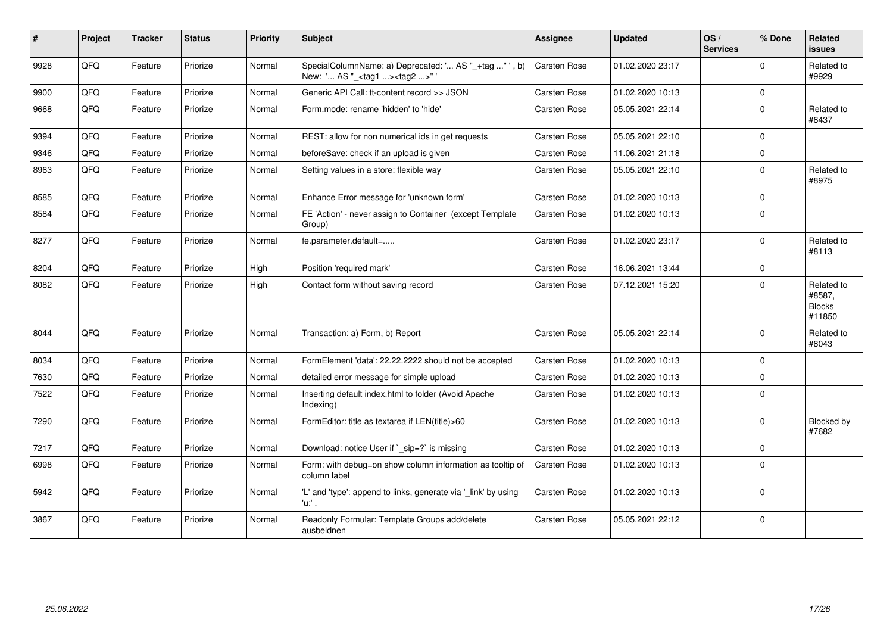| # | Project | Tracker | Status | Priority | Subject | Assignee | Updated | OS / Services | % Done | Related issues |
|---|---|---|---|---|---|---|---|---|---|---|
| 9928 | QFQ | Feature | Priorize | Normal | SpecialColumnName: a) Deprecated: '... AS "_+tag ..." ', b) New: '... AS "_<tag1 ...><tag2 ...>" ' | Carsten Rose | 01.02.2020 23:17 | | 0 | Related to #9929 |
| 9900 | QFQ | Feature | Priorize | Normal | Generic API Call: tt-content record >> JSON | Carsten Rose | 01.02.2020 10:13 | | 0 | |
| 9668 | QFQ | Feature | Priorize | Normal | Form.mode: rename 'hidden' to 'hide' | Carsten Rose | 05.05.2021 22:14 | | 0 | Related to #6437 |
| 9394 | QFQ | Feature | Priorize | Normal | REST: allow for non numerical ids in get requests | Carsten Rose | 05.05.2021 22:10 | | 0 | |
| 9346 | QFQ | Feature | Priorize | Normal | beforeSave: check if an upload is given | Carsten Rose | 11.06.2021 21:18 | | 0 | |
| 8963 | QFQ | Feature | Priorize | Normal | Setting values in a store: flexible way | Carsten Rose | 05.05.2021 22:10 | | 0 | Related to #8975 |
| 8585 | QFQ | Feature | Priorize | Normal | Enhance Error message for 'unknown form' | Carsten Rose | 01.02.2020 10:13 | | 0 | |
| 8584 | QFQ | Feature | Priorize | Normal | FE 'Action' - never assign to Container (except Template Group) | Carsten Rose | 01.02.2020 10:13 | | 0 | |
| 8277 | QFQ | Feature | Priorize | Normal | fe.parameter.default=..... | Carsten Rose | 01.02.2020 23:17 | | 0 | Related to #8113 |
| 8204 | QFQ | Feature | Priorize | High | Position 'required mark' | Carsten Rose | 16.06.2021 13:44 | | 0 | |
| 8082 | QFQ | Feature | Priorize | High | Contact form without saving record | Carsten Rose | 07.12.2021 15:20 | | 0 | Related to #8587, Blocks #11850 |
| 8044 | QFQ | Feature | Priorize | Normal | Transaction: a) Form, b) Report | Carsten Rose | 05.05.2021 22:14 | | 0 | Related to #8043 |
| 8034 | QFQ | Feature | Priorize | Normal | FormElement 'data': 22.22.2222 should not be accepted | Carsten Rose | 01.02.2020 10:13 | | 0 | |
| 7630 | QFQ | Feature | Priorize | Normal | detailed error message for simple upload | Carsten Rose | 01.02.2020 10:13 | | 0 | |
| 7522 | QFQ | Feature | Priorize | Normal | Inserting default index.html to folder (Avoid Apache Indexing) | Carsten Rose | 01.02.2020 10:13 | | 0 | |
| 7290 | QFQ | Feature | Priorize | Normal | FormEditor: title as textarea if LEN(title)>60 | Carsten Rose | 01.02.2020 10:13 | | 0 | Blocked by #7682 |
| 7217 | QFQ | Feature | Priorize | Normal | Download: notice User if `_sip=?` is missing | Carsten Rose | 01.02.2020 10:13 | | 0 | |
| 6998 | QFQ | Feature | Priorize | Normal | Form: with debug=on show column information as tooltip of column label | Carsten Rose | 01.02.2020 10:13 | | 0 | |
| 5942 | QFQ | Feature | Priorize | Normal | 'L' and 'type': append to links, generate via '_link' by using 'u:' . | Carsten Rose | 01.02.2020 10:13 | | 0 | |
| 3867 | QFQ | Feature | Priorize | Normal | Readonly Formular: Template Groups add/delete ausbeldnen | Carsten Rose | 05.05.2021 22:12 | | 0 | |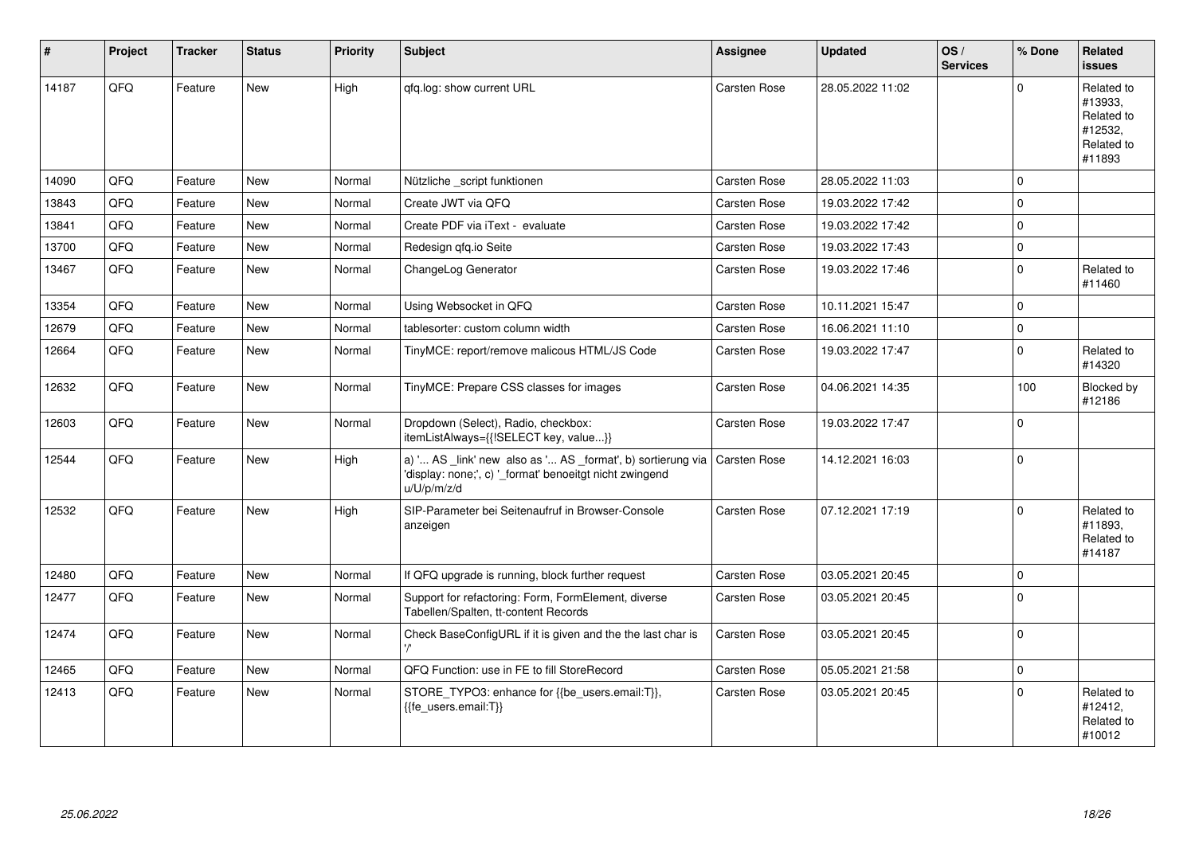| # | Project | Tracker | Status | Priority | Subject | Assignee | Updated | OS / Services | % Done | Related issues |
|---|---|---|---|---|---|---|---|---|---|---|
| 14187 | QFQ | Feature | New | High | qfq.log: show current URL | Carsten Rose | 28.05.2022 11:02 | | 0 | Related to #13933, Related to #12532, Related to #11893 |
| 14090 | QFQ | Feature | New | Normal | Nützliche _script funktionen | Carsten Rose | 28.05.2022 11:03 | | 0 | |
| 13843 | QFQ | Feature | New | Normal | Create JWT via QFQ | Carsten Rose | 19.03.2022 17:42 | | 0 | |
| 13841 | QFQ | Feature | New | Normal | Create PDF via iText - evaluate | Carsten Rose | 19.03.2022 17:42 | | 0 | |
| 13700 | QFQ | Feature | New | Normal | Redesign qfq.io Seite | Carsten Rose | 19.03.2022 17:43 | | 0 | |
| 13467 | QFQ | Feature | New | Normal | ChangeLog Generator | Carsten Rose | 19.03.2022 17:46 | | 0 | Related to #11460 |
| 13354 | QFQ | Feature | New | Normal | Using Websocket in QFQ | Carsten Rose | 10.11.2021 15:47 | | 0 | |
| 12679 | QFQ | Feature | New | Normal | tablesorter: custom column width | Carsten Rose | 16.06.2021 11:10 | | 0 | |
| 12664 | QFQ | Feature | New | Normal | TinyMCE: report/remove malicous HTML/JS Code | Carsten Rose | 19.03.2022 17:47 | | 0 | Related to #14320 |
| 12632 | QFQ | Feature | New | Normal | TinyMCE: Prepare CSS classes for images | Carsten Rose | 04.06.2021 14:35 | | 100 | Blocked by #12186 |
| 12603 | QFQ | Feature | New | Normal | Dropdown (Select), Radio, checkbox: itemListAlways={{!SELECT key, value...}} | Carsten Rose | 19.03.2022 17:47 | | 0 | |
| 12544 | QFQ | Feature | New | High | a) '... AS _link' new also as '... AS _format', b) sortierung via 'display: none;', c) '_format' benoeitgt nicht zwingend u/U/p/m/z/d | Carsten Rose | 14.12.2021 16:03 | | 0 | |
| 12532 | QFQ | Feature | New | High | SIP-Parameter bei Seitenaufruf in Browser-Console anzeigen | Carsten Rose | 07.12.2021 17:19 | | 0 | Related to #11893, Related to #14187 |
| 12480 | QFQ | Feature | New | Normal | If QFQ upgrade is running, block further request | Carsten Rose | 03.05.2021 20:45 | | 0 | |
| 12477 | QFQ | Feature | New | Normal | Support for refactoring: Form, FormElement, diverse Tabellen/Spalten, tt-content Records | Carsten Rose | 03.05.2021 20:45 | | 0 | |
| 12474 | QFQ | Feature | New | Normal | Check BaseConfigURL if it is given and the the last char is '/' | Carsten Rose | 03.05.2021 20:45 | | 0 | |
| 12465 | QFQ | Feature | New | Normal | QFQ Function: use in FE to fill StoreRecord | Carsten Rose | 05.05.2021 21:58 | | 0 | |
| 12413 | QFQ | Feature | New | Normal | STORE_TYPO3: enhance for {{be_users.email:T}}, {{fe_users.email:T}} | Carsten Rose | 03.05.2021 20:45 | | 0 | Related to #12412, Related to #10012 |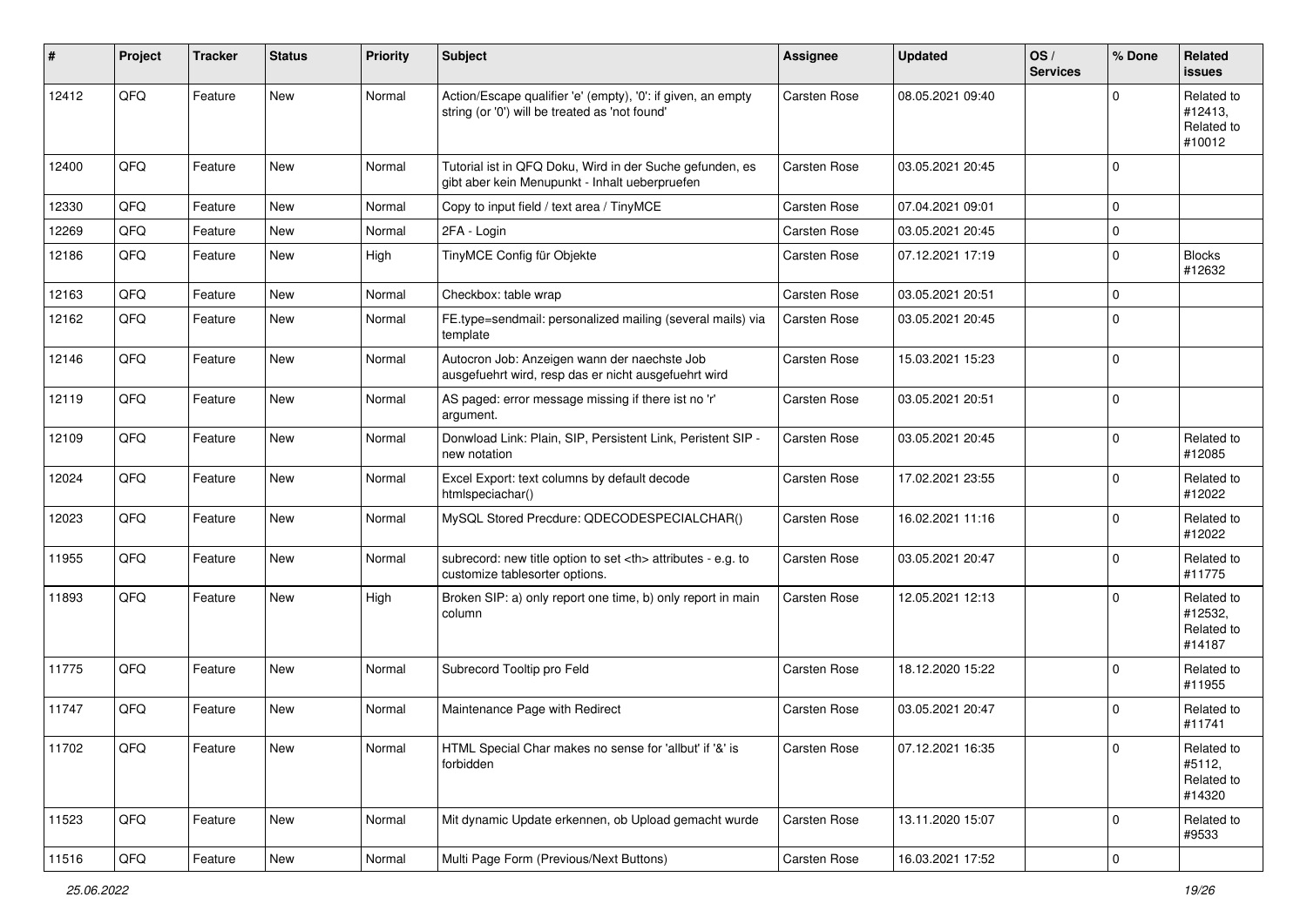| # | Project | Tracker | Status | Priority | Subject | Assignee | Updated | OS / Services | % Done | Related issues |
|---|---|---|---|---|---|---|---|---|---|---|
| 12412 | QFQ | Feature | New | Normal | Action/Escape qualifier 'e' (empty), '0': if given, an empty string (or '0') will be treated as 'not found' | Carsten Rose | 08.05.2021 09:40 | | 0 | Related to #12413, Related to #10012 |
| 12400 | QFQ | Feature | New | Normal | Tutorial ist in QFQ Doku, Wird in der Suche gefunden, es gibt aber kein Menupunkt - Inhalt ueberpruefen | Carsten Rose | 03.05.2021 20:45 | | 0 | |
| 12330 | QFQ | Feature | New | Normal | Copy to input field / text area / TinyMCE | Carsten Rose | 07.04.2021 09:01 | | 0 | |
| 12269 | QFQ | Feature | New | Normal | 2FA - Login | Carsten Rose | 03.05.2021 20:45 | | 0 | |
| 12186 | QFQ | Feature | New | High | TinyMCE Config für Objekte | Carsten Rose | 07.12.2021 17:19 | | 0 | Blocks #12632 |
| 12163 | QFQ | Feature | New | Normal | Checkbox: table wrap | Carsten Rose | 03.05.2021 20:51 | | 0 | |
| 12162 | QFQ | Feature | New | Normal | FE.type=sendmail: personalized mailing (several mails) via template | Carsten Rose | 03.05.2021 20:45 | | 0 | |
| 12146 | QFQ | Feature | New | Normal | Autocron Job: Anzeigen wann der naechste Job ausgefuehrt wird, resp das er nicht ausgefuehrt wird | Carsten Rose | 15.03.2021 15:23 | | 0 | |
| 12119 | QFQ | Feature | New | Normal | AS paged: error message missing if there ist no 'r' argument. | Carsten Rose | 03.05.2021 20:51 | | 0 | |
| 12109 | QFQ | Feature | New | Normal | Donwload Link: Plain, SIP, Persistent Link, Peristent SIP - new notation | Carsten Rose | 03.05.2021 20:45 | | 0 | Related to #12085 |
| 12024 | QFQ | Feature | New | Normal | Excel Export: text columns by default decode htmlspeciachar() | Carsten Rose | 17.02.2021 23:55 | | 0 | Related to #12022 |
| 12023 | QFQ | Feature | New | Normal | MySQL Stored Precdure: QDECODESPECIALCHAR() | Carsten Rose | 16.02.2021 11:16 | | 0 | Related to #12022 |
| 11955 | QFQ | Feature | New | Normal | subrecord: new title option to set <th> attributes - e.g. to customize tablesorter options. | Carsten Rose | 03.05.2021 20:47 | | 0 | Related to #11775 |
| 11893 | QFQ | Feature | New | High | Broken SIP: a) only report one time, b) only report in main column | Carsten Rose | 12.05.2021 12:13 | | 0 | Related to #12532, Related to #14187 |
| 11775 | QFQ | Feature | New | Normal | Subrecord Tooltip pro Feld | Carsten Rose | 18.12.2020 15:22 | | 0 | Related to #11955 |
| 11747 | QFQ | Feature | New | Normal | Maintenance Page with Redirect | Carsten Rose | 03.05.2021 20:47 | | 0 | Related to #11741 |
| 11702 | QFQ | Feature | New | Normal | HTML Special Char makes no sense for 'allbut' if '&' is forbidden | Carsten Rose | 07.12.2021 16:35 | | 0 | Related to #5112, Related to #14320 |
| 11523 | QFQ | Feature | New | Normal | Mit dynamic Update erkennen, ob Upload gemacht wurde | Carsten Rose | 13.11.2020 15:07 | | 0 | Related to #9533 |
| 11516 | QFQ | Feature | New | Normal | Multi Page Form (Previous/Next Buttons) | Carsten Rose | 16.03.2021 17:52 | | 0 | |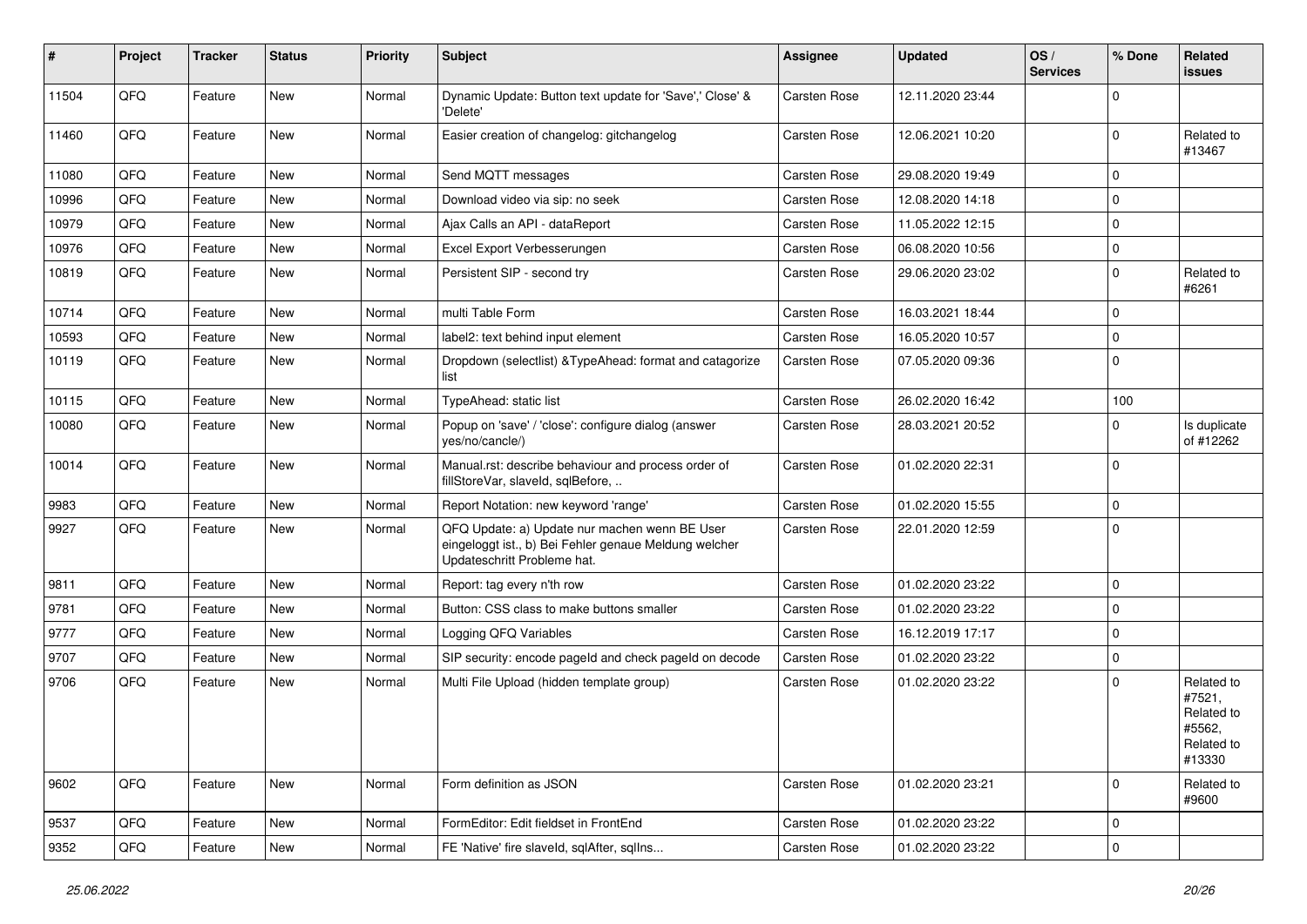| # | Project | Tracker | Status | Priority | Subject | Assignee | Updated | OS / Services | % Done | Related issues |
|---|---|---|---|---|---|---|---|---|---|---|
| 11504 | QFQ | Feature | New | Normal | Dynamic Update: Button text update for 'Save',' Close' & 'Delete' | Carsten Rose | 12.11.2020 23:44 | | 0 | |
| 11460 | QFQ | Feature | New | Normal | Easier creation of changelog: gitchangelog | Carsten Rose | 12.06.2021 10:20 | | 0 | Related to #13467 |
| 11080 | QFQ | Feature | New | Normal | Send MQTT messages | Carsten Rose | 29.08.2020 19:49 | | 0 | |
| 10996 | QFQ | Feature | New | Normal | Download video via sip: no seek | Carsten Rose | 12.08.2020 14:18 | | 0 | |
| 10979 | QFQ | Feature | New | Normal | Ajax Calls an API - dataReport | Carsten Rose | 11.05.2022 12:15 | | 0 | |
| 10976 | QFQ | Feature | New | Normal | Excel Export Verbesserungen | Carsten Rose | 06.08.2020 10:56 | | 0 | |
| 10819 | QFQ | Feature | New | Normal | Persistent SIP - second try | Carsten Rose | 29.06.2020 23:02 | | 0 | Related to #6261 |
| 10714 | QFQ | Feature | New | Normal | multi Table Form | Carsten Rose | 16.03.2021 18:44 | | 0 | |
| 10593 | QFQ | Feature | New | Normal | label2: text behind input element | Carsten Rose | 16.05.2020 10:57 | | 0 | |
| 10119 | QFQ | Feature | New | Normal | Dropdown (selectlist) &TypeAhead: format and catagorize list | Carsten Rose | 07.05.2020 09:36 | | 0 | |
| 10115 | QFQ | Feature | New | Normal | TypeAhead: static list | Carsten Rose | 26.02.2020 16:42 | | 100 | |
| 10080 | QFQ | Feature | New | Normal | Popup on 'save' / 'close': configure dialog (answer yes/no/cancle/) | Carsten Rose | 28.03.2021 20:52 | | 0 | Is duplicate of #12262 |
| 10014 | QFQ | Feature | New | Normal | Manual.rst: describe behaviour and process order of fillStoreVar, slaveId, sqlBefore, .. | Carsten Rose | 01.02.2020 22:31 | | 0 | |
| 9983 | QFQ | Feature | New | Normal | Report Notation: new keyword 'range' | Carsten Rose | 01.02.2020 15:55 | | 0 | |
| 9927 | QFQ | Feature | New | Normal | QFQ Update: a) Update nur machen wenn BE User eingeloggt ist., b) Bei Fehler genaue Meldung welcher Updateschritt Probleme hat. | Carsten Rose | 22.01.2020 12:59 | | 0 | |
| 9811 | QFQ | Feature | New | Normal | Report: tag every n'th row | Carsten Rose | 01.02.2020 23:22 | | 0 | |
| 9781 | QFQ | Feature | New | Normal | Button: CSS class to make buttons smaller | Carsten Rose | 01.02.2020 23:22 | | 0 | |
| 9777 | QFQ | Feature | New | Normal | Logging QFQ Variables | Carsten Rose | 16.12.2019 17:17 | | 0 | |
| 9707 | QFQ | Feature | New | Normal | SIP security: encode pageId and check pageId on decode | Carsten Rose | 01.02.2020 23:22 | | 0 | |
| 9706 | QFQ | Feature | New | Normal | Multi File Upload (hidden template group) | Carsten Rose | 01.02.2020 23:22 | | 0 | Related to #7521, Related to #5562, Related to #13330 |
| 9602 | QFQ | Feature | New | Normal | Form definition as JSON | Carsten Rose | 01.02.2020 23:21 | | 0 | Related to #9600 |
| 9537 | QFQ | Feature | New | Normal | FormEditor: Edit fieldset in FrontEnd | Carsten Rose | 01.02.2020 23:22 | | 0 | |
| 9352 | QFQ | Feature | New | Normal | FE 'Native' fire slaveId, sqlAfter, sqlIns... | Carsten Rose | 01.02.2020 23:22 | | 0 | |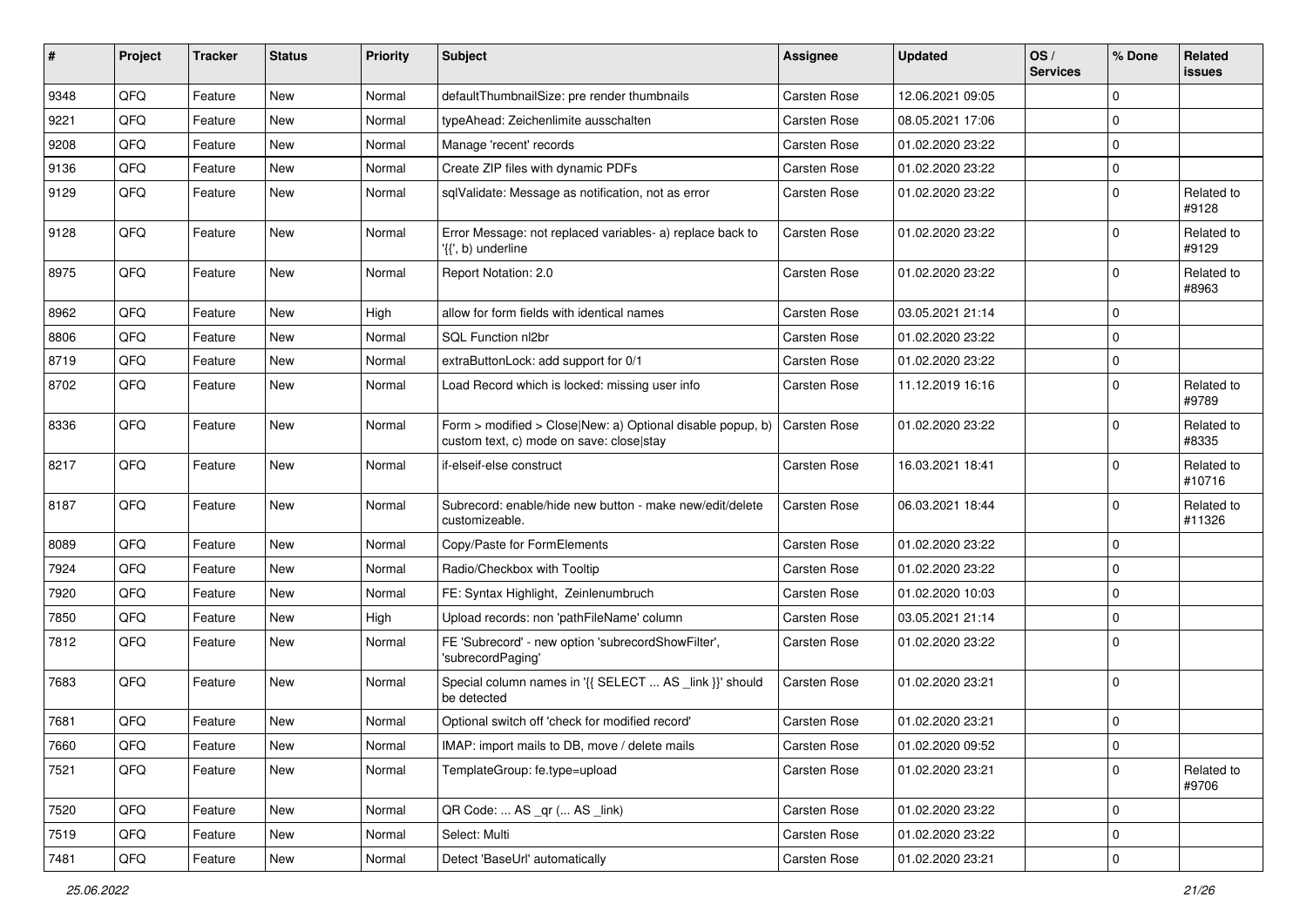| # | Project | Tracker | Status | Priority | Subject | Assignee | Updated | OS / Services | % Done | Related issues |
|---|---|---|---|---|---|---|---|---|---|---|
| 9348 | QFQ | Feature | New | Normal | defaultThumbnailSize: pre render thumbnails | Carsten Rose | 12.06.2021 09:05 | | 0 | |
| 9221 | QFQ | Feature | New | Normal | typeAhead: Zeichenlimite ausschalten | Carsten Rose | 08.05.2021 17:06 | | 0 | |
| 9208 | QFQ | Feature | New | Normal | Manage 'recent' records | Carsten Rose | 01.02.2020 23:22 | | 0 | |
| 9136 | QFQ | Feature | New | Normal | Create ZIP files with dynamic PDFs | Carsten Rose | 01.02.2020 23:22 | | 0 | |
| 9129 | QFQ | Feature | New | Normal | sqlValidate: Message as notification, not as error | Carsten Rose | 01.02.2020 23:22 | | 0 | Related to #9128 |
| 9128 | QFQ | Feature | New | Normal | Error Message: not replaced variables- a) replace back to '{{', b) underline | Carsten Rose | 01.02.2020 23:22 | | 0 | Related to #9129 |
| 8975 | QFQ | Feature | New | Normal | Report Notation: 2.0 | Carsten Rose | 01.02.2020 23:22 | | 0 | Related to #8963 |
| 8962 | QFQ | Feature | New | High | allow for form fields with identical names | Carsten Rose | 03.05.2021 21:14 | | 0 | |
| 8806 | QFQ | Feature | New | Normal | SQL Function nl2br | Carsten Rose | 01.02.2020 23:22 | | 0 | |
| 8719 | QFQ | Feature | New | Normal | extraButtonLock: add support for 0/1 | Carsten Rose | 01.02.2020 23:22 | | 0 | |
| 8702 | QFQ | Feature | New | Normal | Load Record which is locked: missing user info | Carsten Rose | 11.12.2019 16:16 | | 0 | Related to #9789 |
| 8336 | QFQ | Feature | New | Normal | Form > modified > Close\|New: a) Optional disable popup, b) custom text, c) mode on save: close\|stay | Carsten Rose | 01.02.2020 23:22 | | 0 | Related to #8335 |
| 8217 | QFQ | Feature | New | Normal | if-elseif-else construct | Carsten Rose | 16.03.2021 18:41 | | 0 | Related to #10716 |
| 8187 | QFQ | Feature | New | Normal | Subrecord: enable/hide new button - make new/edit/delete customizeable. | Carsten Rose | 06.03.2021 18:44 | | 0 | Related to #11326 |
| 8089 | QFQ | Feature | New | Normal | Copy/Paste for FormElements | Carsten Rose | 01.02.2020 23:22 | | 0 | |
| 7924 | QFQ | Feature | New | Normal | Radio/Checkbox with Tooltip | Carsten Rose | 01.02.2020 23:22 | | 0 | |
| 7920 | QFQ | Feature | New | Normal | FE: Syntax Highlight, Zeinlenumbruch | Carsten Rose | 01.02.2020 10:03 | | 0 | |
| 7850 | QFQ | Feature | New | High | Upload records: non 'pathFileName' column | Carsten Rose | 03.05.2021 21:14 | | 0 | |
| 7812 | QFQ | Feature | New | Normal | FE 'Subrecord' - new option 'subrecordShowFilter', 'subrecordPaging' | Carsten Rose | 01.02.2020 23:22 | | 0 | |
| 7683 | QFQ | Feature | New | Normal | Special column names in '{{ SELECT ... AS _link }}' should be detected | Carsten Rose | 01.02.2020 23:21 | | 0 | |
| 7681 | QFQ | Feature | New | Normal | Optional switch off 'check for modified record' | Carsten Rose | 01.02.2020 23:21 | | 0 | |
| 7660 | QFQ | Feature | New | Normal | IMAP: import mails to DB, move / delete mails | Carsten Rose | 01.02.2020 09:52 | | 0 | |
| 7521 | QFQ | Feature | New | Normal | TemplateGroup: fe.type=upload | Carsten Rose | 01.02.2020 23:21 | | 0 | Related to #9706 |
| 7520 | QFQ | Feature | New | Normal | QR Code: ... AS _qr ( ... AS _link) | Carsten Rose | 01.02.2020 23:22 | | 0 | |
| 7519 | QFQ | Feature | New | Normal | Select: Multi | Carsten Rose | 01.02.2020 23:22 | | 0 | |
| 7481 | QFQ | Feature | New | Normal | Detect 'BaseUrl' automatically | Carsten Rose | 01.02.2020 23:21 | | 0 | |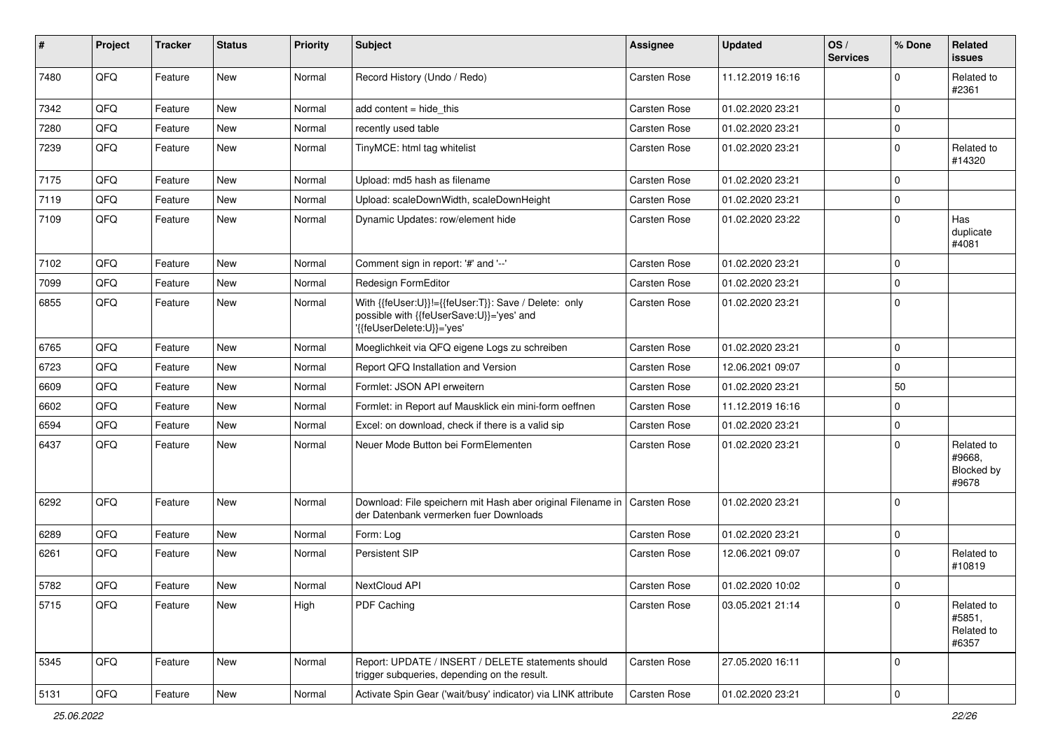| # | Project | Tracker | Status | Priority | Subject | Assignee | Updated | OS / Services | % Done | Related issues |
|---|---|---|---|---|---|---|---|---|---|---|
| 7480 | QFQ | Feature | New | Normal | Record History (Undo / Redo) | Carsten Rose | 11.12.2019 16:16 | | 0 | Related to #2361 |
| 7342 | QFQ | Feature | New | Normal | add content = hide_this | Carsten Rose | 01.02.2020 23:21 | | 0 | |
| 7280 | QFQ | Feature | New | Normal | recently used table | Carsten Rose | 01.02.2020 23:21 | | 0 | |
| 7239 | QFQ | Feature | New | Normal | TinyMCE: html tag whitelist | Carsten Rose | 01.02.2020 23:21 | | 0 | Related to #14320 |
| 7175 | QFQ | Feature | New | Normal | Upload: md5 hash as filename | Carsten Rose | 01.02.2020 23:21 | | 0 | |
| 7119 | QFQ | Feature | New | Normal | Upload: scaleDownWidth, scaleDownHeight | Carsten Rose | 01.02.2020 23:21 | | 0 | |
| 7109 | QFQ | Feature | New | Normal | Dynamic Updates: row/element hide | Carsten Rose | 01.02.2020 23:22 | | 0 | Has duplicate #4081 |
| 7102 | QFQ | Feature | New | Normal | Comment sign in report: '#' and '--' | Carsten Rose | 01.02.2020 23:21 | | 0 | |
| 7099 | QFQ | Feature | New | Normal | Redesign FormEditor | Carsten Rose | 01.02.2020 23:21 | | 0 | |
| 6855 | QFQ | Feature | New | Normal | With {{feUser:U}}!={{feUser:T}}: Save / Delete: only possible with {{feUserSave:U}}='yes' and '{{feUserDelete:U}}='yes' | Carsten Rose | 01.02.2020 23:21 | | 0 | |
| 6765 | QFQ | Feature | New | Normal | Moeglichkeit via QFQ eigene Logs zu schreiben | Carsten Rose | 01.02.2020 23:21 | | 0 | |
| 6723 | QFQ | Feature | New | Normal | Report QFQ Installation and Version | Carsten Rose | 12.06.2021 09:07 | | 0 | |
| 6609 | QFQ | Feature | New | Normal | Formlet: JSON API erweitern | Carsten Rose | 01.02.2020 23:21 | | 50 | |
| 6602 | QFQ | Feature | New | Normal | Formlet: in Report auf Mausklick ein mini-form oeffnen | Carsten Rose | 11.12.2019 16:16 | | 0 | |
| 6594 | QFQ | Feature | New | Normal | Excel: on download, check if there is a valid sip | Carsten Rose | 01.02.2020 23:21 | | 0 | |
| 6437 | QFQ | Feature | New | Normal | Neuer Mode Button bei FormElementen | Carsten Rose | 01.02.2020 23:21 | | 0 | Related to #9668, Blocked by #9678 |
| 6292 | QFQ | Feature | New | Normal | Download: File speichern mit Hash aber original Filename in der Datenbank vermerken fuer Downloads | Carsten Rose | 01.02.2020 23:21 | | 0 | |
| 6289 | QFQ | Feature | New | Normal | Form: Log | Carsten Rose | 01.02.2020 23:21 | | 0 | |
| 6261 | QFQ | Feature | New | Normal | Persistent SIP | Carsten Rose | 12.06.2021 09:07 | | 0 | Related to #10819 |
| 5782 | QFQ | Feature | New | Normal | NextCloud API | Carsten Rose | 01.02.2020 10:02 | | 0 | |
| 5715 | QFQ | Feature | New | High | PDF Caching | Carsten Rose | 03.05.2021 21:14 | | 0 | Related to #5851, Related to #6357 |
| 5345 | QFQ | Feature | New | Normal | Report: UPDATE / INSERT / DELETE statements should trigger subqueries, depending on the result. | Carsten Rose | 27.05.2020 16:11 | | 0 | |
| 5131 | QFQ | Feature | New | Normal | Activate Spin Gear ('wait/busy' indicator) via LINK attribute | Carsten Rose | 01.02.2020 23:21 | | 0 | |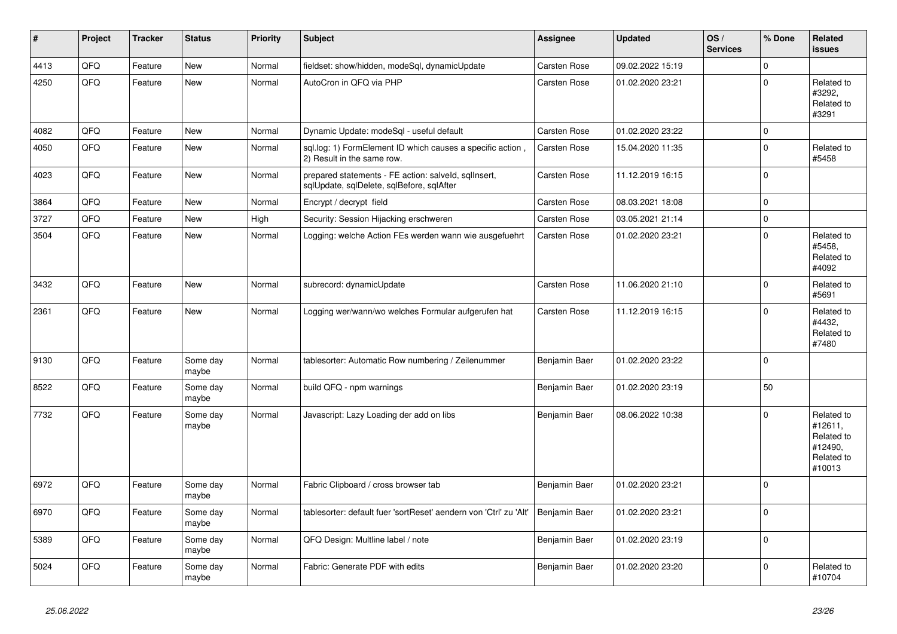| # | Project | Tracker | Status | Priority | Subject | Assignee | Updated | OS / Services | % Done | Related issues |
|---|---|---|---|---|---|---|---|---|---|---|
| 4413 | QFQ | Feature | New | Normal | fieldset: show/hidden, modeSql, dynamicUpdate | Carsten Rose | 09.02.2022 15:19 | | 0 | |
| 4250 | QFQ | Feature | New | Normal | AutoCron in QFQ via PHP | Carsten Rose | 01.02.2020 23:21 | | 0 | Related to #3292, Related to #3291 |
| 4082 | QFQ | Feature | New | Normal | Dynamic Update: modeSql - useful default | Carsten Rose | 01.02.2020 23:22 | | 0 | |
| 4050 | QFQ | Feature | New | Normal | sql.log: 1) FormElement ID which causes a specific action , 2) Result in the same row. | Carsten Rose | 15.04.2020 11:35 | | 0 | Related to #5458 |
| 4023 | QFQ | Feature | New | Normal | prepared statements - FE action: salveld, sqlInsert, sqlUpdate, sqlDelete, sqlBefore, sqlAfter | Carsten Rose | 11.12.2019 16:15 | | 0 | |
| 3864 | QFQ | Feature | New | Normal | Encrypt / decrypt field | Carsten Rose | 08.03.2021 18:08 | | 0 | |
| 3727 | QFQ | Feature | New | High | Security: Session Hijacking erschweren | Carsten Rose | 03.05.2021 21:14 | | 0 | |
| 3504 | QFQ | Feature | New | Normal | Logging: welche Action FEs werden wann wie ausgefuehrt | Carsten Rose | 01.02.2020 23:21 | | 0 | Related to #5458, Related to #4092 |
| 3432 | QFQ | Feature | New | Normal | subrecord: dynamicUpdate | Carsten Rose | 11.06.2020 21:10 | | 0 | Related to #5691 |
| 2361 | QFQ | Feature | New | Normal | Logging wer/wann/wo welches Formular aufgerufen hat | Carsten Rose | 11.12.2019 16:15 | | 0 | Related to #4432, Related to #7480 |
| 9130 | QFQ | Feature | Some day maybe | Normal | tablesorter: Automatic Row numbering / Zeilenummer | Benjamin Baer | 01.02.2020 23:22 | | 0 | |
| 8522 | QFQ | Feature | Some day maybe | Normal | build QFQ - npm warnings | Benjamin Baer | 01.02.2020 23:19 | | 50 | |
| 7732 | QFQ | Feature | Some day maybe | Normal | Javascript: Lazy Loading der add on libs | Benjamin Baer | 08.06.2022 10:38 | | 0 | Related to #12611, Related to #12490, Related to #10013 |
| 6972 | QFQ | Feature | Some day maybe | Normal | Fabric Clipboard / cross browser tab | Benjamin Baer | 01.02.2020 23:21 | | 0 | |
| 6970 | QFQ | Feature | Some day maybe | Normal | tablesorter: default fuer 'sortReset' aendern von 'Ctrl' zu 'Alt' | Benjamin Baer | 01.02.2020 23:21 | | 0 | |
| 5389 | QFQ | Feature | Some day maybe | Normal | QFQ Design: Multline label / note | Benjamin Baer | 01.02.2020 23:19 | | 0 | |
| 5024 | QFQ | Feature | Some day maybe | Normal | Fabric: Generate PDF with edits | Benjamin Baer | 01.02.2020 23:20 | | 0 | Related to #10704 |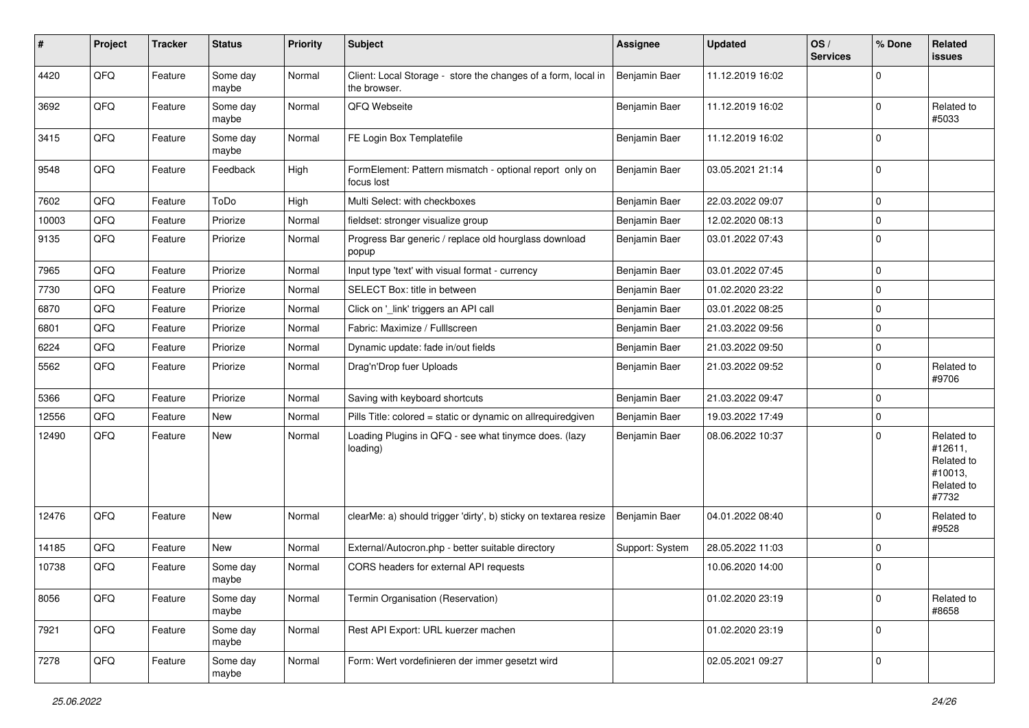| # | Project | Tracker | Status | Priority | Subject | Assignee | Updated | OS / Services | % Done | Related issues |
|---|---|---|---|---|---|---|---|---|---|---|
| 4420 | QFQ | Feature | Some day maybe | Normal | Client: Local Storage - store the changes of a form, local in the browser. | Benjamin Baer | 11.12.2019 16:02 | | 0 | |
| 3692 | QFQ | Feature | Some day maybe | Normal | QFQ Webseite | Benjamin Baer | 11.12.2019 16:02 | | 0 | Related to #5033 |
| 3415 | QFQ | Feature | Some day maybe | Normal | FE Login Box Templatefile | Benjamin Baer | 11.12.2019 16:02 | | 0 | |
| 9548 | QFQ | Feature | Feedback | High | FormElement: Pattern mismatch - optional report only on focus lost | Benjamin Baer | 03.05.2021 21:14 | | 0 | |
| 7602 | QFQ | Feature | ToDo | High | Multi Select: with checkboxes | Benjamin Baer | 22.03.2022 09:07 | | 0 | |
| 10003 | QFQ | Feature | Priorize | Normal | fieldset: stronger visualize group | Benjamin Baer | 12.02.2020 08:13 | | 0 | |
| 9135 | QFQ | Feature | Priorize | Normal | Progress Bar generic / replace old hourglass download popup | Benjamin Baer | 03.01.2022 07:43 | | 0 | |
| 7965 | QFQ | Feature | Priorize | Normal | Input type 'text' with visual format - currency | Benjamin Baer | 03.01.2022 07:45 | | 0 | |
| 7730 | QFQ | Feature | Priorize | Normal | SELECT Box: title in between | Benjamin Baer | 01.02.2020 23:22 | | 0 | |
| 6870 | QFQ | Feature | Priorize | Normal | Click on '_link' triggers an API call | Benjamin Baer | 03.01.2022 08:25 | | 0 | |
| 6801 | QFQ | Feature | Priorize | Normal | Fabric: Maximize / Fulllscreen | Benjamin Baer | 21.03.2022 09:56 | | 0 | |
| 6224 | QFQ | Feature | Priorize | Normal | Dynamic update: fade in/out fields | Benjamin Baer | 21.03.2022 09:50 | | 0 | |
| 5562 | QFQ | Feature | Priorize | Normal | Drag'n'Drop fuer Uploads | Benjamin Baer | 21.03.2022 09:52 | | 0 | Related to #9706 |
| 5366 | QFQ | Feature | Priorize | Normal | Saving with keyboard shortcuts | Benjamin Baer | 21.03.2022 09:47 | | 0 | |
| 12556 | QFQ | Feature | New | Normal | Pills Title: colored = static or dynamic on allrequiredgiven | Benjamin Baer | 19.03.2022 17:49 | | 0 | |
| 12490 | QFQ | Feature | New | Normal | Loading Plugins in QFQ - see what tinymce does. (lazy loading) | Benjamin Baer | 08.06.2022 10:37 | | 0 | Related to #12611, Related to #10013, Related to #7732 |
| 12476 | QFQ | Feature | New | Normal | clearMe: a) should trigger 'dirty', b) sticky on textarea resize | Benjamin Baer | 04.01.2022 08:40 | | 0 | Related to #9528 |
| 14185 | QFQ | Feature | New | Normal | External/Autocron.php - better suitable directory | Support: System | 28.05.2022 11:03 | | 0 | |
| 10738 | QFQ | Feature | Some day maybe | Normal | CORS headers for external API requests | | 10.06.2020 14:00 | | 0 | |
| 8056 | QFQ | Feature | Some day maybe | Normal | Termin Organisation (Reservation) | | 01.02.2020 23:19 | | 0 | Related to #8658 |
| 7921 | QFQ | Feature | Some day maybe | Normal | Rest API Export: URL kuerzer machen | | 01.02.2020 23:19 | | 0 | |
| 7278 | QFQ | Feature | Some day maybe | Normal | Form: Wert vordefinieren der immer gesetzt wird | | 02.05.2021 09:27 | | 0 | |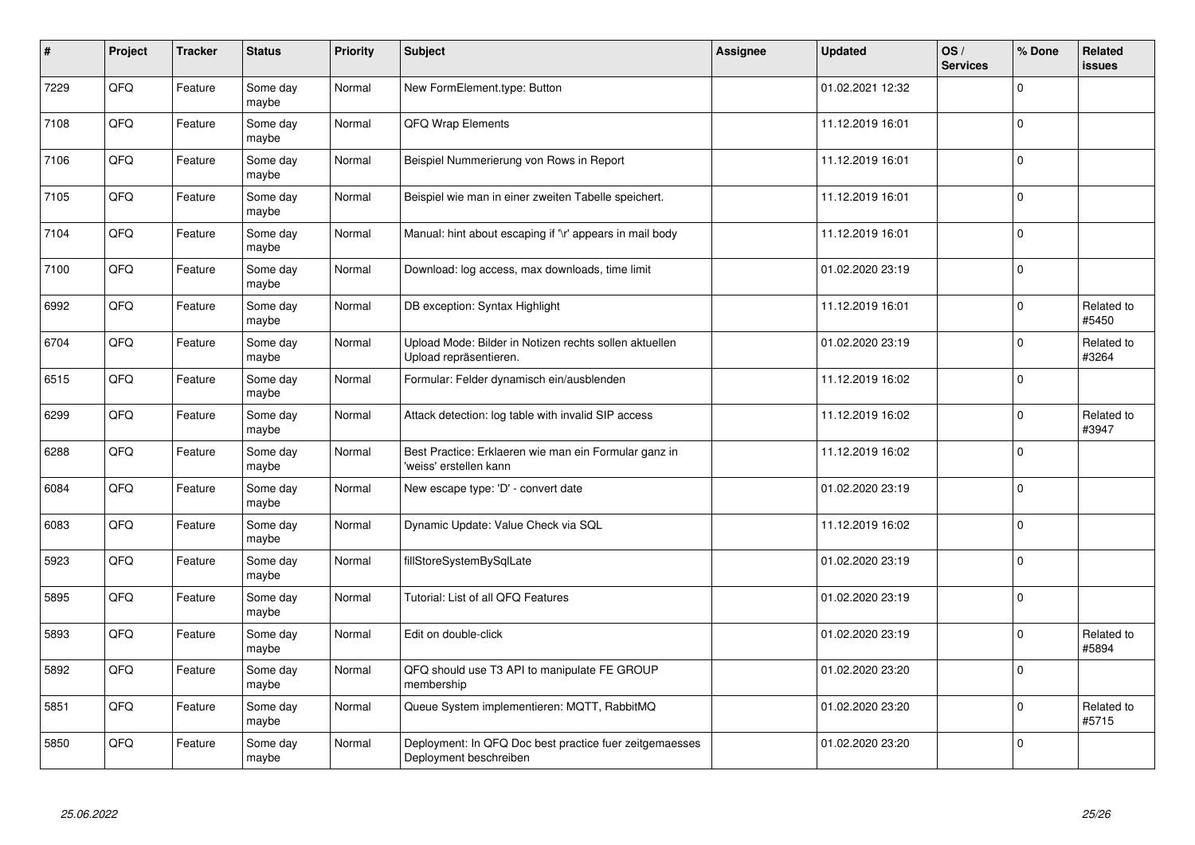| # | Project | Tracker | Status | Priority | Subject | Assignee | Updated | OS / Services | % Done | Related issues |
|---|---|---|---|---|---|---|---|---|---|---|
| 7229 | QFQ | Feature | Some day maybe | Normal | New FormElement.type: Button | | 01.02.2021 12:32 | | 0 | |
| 7108 | QFQ | Feature | Some day maybe | Normal | QFQ Wrap Elements | | 11.12.2019 16:01 | | 0 | |
| 7106 | QFQ | Feature | Some day maybe | Normal | Beispiel Nummerierung von Rows in Report | | 11.12.2019 16:01 | | 0 | |
| 7105 | QFQ | Feature | Some day maybe | Normal | Beispiel wie man in einer zweiten Tabelle speichert. | | 11.12.2019 16:01 | | 0 | |
| 7104 | QFQ | Feature | Some day maybe | Normal | Manual: hint about escaping if '\r' appears in mail body | | 11.12.2019 16:01 | | 0 | |
| 7100 | QFQ | Feature | Some day maybe | Normal | Download: log access, max downloads, time limit | | 01.02.2020 23:19 | | 0 | |
| 6992 | QFQ | Feature | Some day maybe | Normal | DB exception: Syntax Highlight | | 11.12.2019 16:01 | | 0 | Related to #5450 |
| 6704 | QFQ | Feature | Some day maybe | Normal | Upload Mode: Bilder in Notizen rechts sollen aktuellen Upload repräsentieren. | | 01.02.2020 23:19 | | 0 | Related to #3264 |
| 6515 | QFQ | Feature | Some day maybe | Normal | Formular: Felder dynamisch ein/ausblenden | | 11.12.2019 16:02 | | 0 | |
| 6299 | QFQ | Feature | Some day maybe | Normal | Attack detection: log table with invalid SIP access | | 11.12.2019 16:02 | | 0 | Related to #3947 |
| 6288 | QFQ | Feature | Some day maybe | Normal | Best Practice: Erklaeren wie man ein Formular ganz in 'weiss' erstellen kann | | 11.12.2019 16:02 | | 0 | |
| 6084 | QFQ | Feature | Some day maybe | Normal | New escape type: 'D' - convert date | | 01.02.2020 23:19 | | 0 | |
| 6083 | QFQ | Feature | Some day maybe | Normal | Dynamic Update: Value Check via SQL | | 11.12.2019 16:02 | | 0 | |
| 5923 | QFQ | Feature | Some day maybe | Normal | fillStoreSystemBySqlLate | | 01.02.2020 23:19 | | 0 | |
| 5895 | QFQ | Feature | Some day maybe | Normal | Tutorial: List of all QFQ Features | | 01.02.2020 23:19 | | 0 | |
| 5893 | QFQ | Feature | Some day maybe | Normal | Edit on double-click | | 01.02.2020 23:19 | | 0 | Related to #5894 |
| 5892 | QFQ | Feature | Some day maybe | Normal | QFQ should use T3 API to manipulate FE GROUP membership | | 01.02.2020 23:20 | | 0 | |
| 5851 | QFQ | Feature | Some day maybe | Normal | Queue System implementieren: MQTT, RabbitMQ | | 01.02.2020 23:20 | | 0 | Related to #5715 |
| 5850 | QFQ | Feature | Some day maybe | Normal | Deployment: In QFQ Doc best practice fuer zeitgemaesses Deployment beschreiben | | 01.02.2020 23:20 | | 0 | |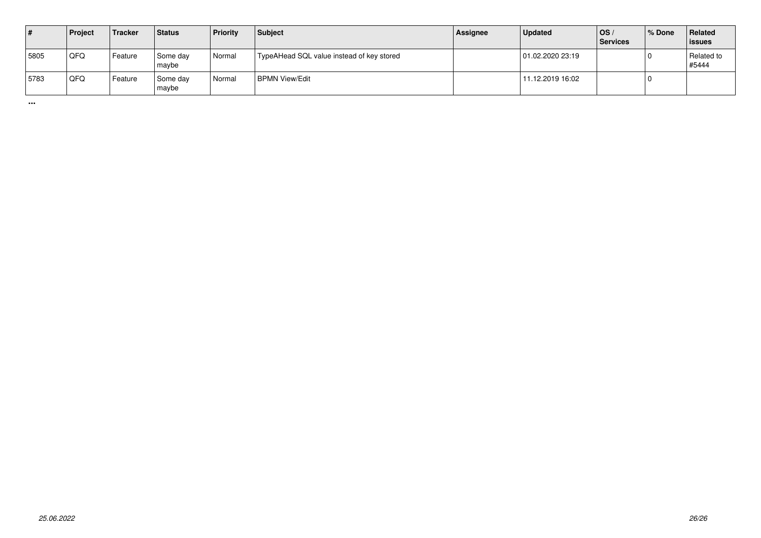| # | Project | Tracker | Status | Priority | Subject | Assignee | Updated | OS / Services | % Done | Related issues |
|---|---|---|---|---|---|---|---|---|---|---|
| 5805 | QFQ | Feature | Some day maybe | Normal | TypeAHead SQL value instead of key stored | | 01.02.2020 23:19 | | 0 | Related to #5444 |
| 5783 | QFQ | Feature | Some day maybe | Normal | BPMN View/Edit | | 11.12.2019 16:02 | | 0 | |

...